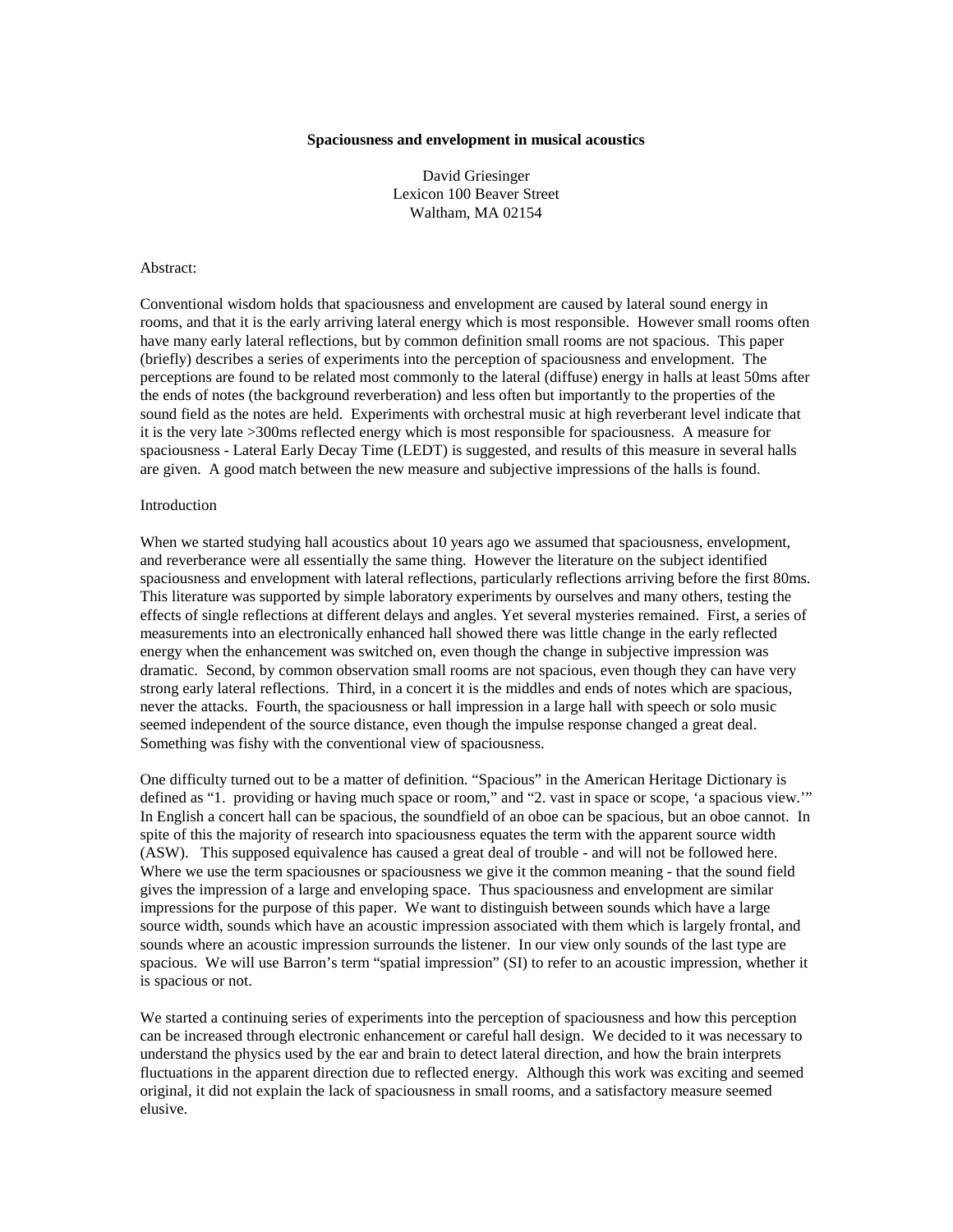# Spaciousness and envelopment in musical acoustics

David Griesinger
Lexicon 100 Beaver Street
Waltham, MA 02154

Abstract:

Conventional wisdom holds that spaciousness and envelopment are caused by lateral sound energy in rooms, and that it is the early arriving lateral energy which is most responsible. However small rooms often have many early lateral reflections, but by common definition small rooms are not spacious. This paper (briefly) describes a series of experiments into the perception of spaciousness and envelopment. The perceptions are found to be related most commonly to the lateral (diffuse) energy in halls at least 50ms after the ends of notes (the background reverberation) and less often but importantly to the properties of the sound field as the notes are held. Experiments with orchestral music at high reverberant level indicate that it is the very late >300ms reflected energy which is most responsible for spaciousness. A measure for spaciousness - Lateral Early Decay Time (LEDT) is suggested, and results of this measure in several halls are given. A good match between the new measure and subjective impressions of the halls is found.

Introduction

When we started studying hall acoustics about 10 years ago we assumed that spaciousness, envelopment, and reverberance were all essentially the same thing. However the literature on the subject identified spaciousness and envelopment with lateral reflections, particularly reflections arriving before the first 80ms. This literature was supported by simple laboratory experiments by ourselves and many others, testing the effects of single reflections at different delays and angles. Yet several mysteries remained. First, a series of measurements into an electronically enhanced hall showed there was little change in the early reflected energy when the enhancement was switched on, even though the change in subjective impression was dramatic. Second, by common observation small rooms are not spacious, even though they can have very strong early lateral reflections. Third, in a concert it is the middles and ends of notes which are spacious, never the attacks. Fourth, the spaciousness or hall impression in a large hall with speech or solo music seemed independent of the source distance, even though the impulse response changed a great deal. Something was fishy with the conventional view of spaciousness.

One difficulty turned out to be a matter of definition. "Spacious" in the American Heritage Dictionary is defined as "1. providing or having much space or room," and "2. vast in space or scope, 'a spacious view.'" In English a concert hall can be spacious, the soundfield of an oboe can be spacious, but an oboe cannot. In spite of this the majority of research into spaciousness equates the term with the apparent source width (ASW). This supposed equivalence has caused a great deal of trouble - and will not be followed here. Where we use the term spaciousnes or spaciousness we give it the common meaning - that the sound field gives the impression of a large and enveloping space. Thus spaciousness and envelopment are similar impressions for the purpose of this paper. We want to distinguish between sounds which have a large source width, sounds which have an acoustic impression associated with them which is largely frontal, and sounds where an acoustic impression surrounds the listener. In our view only sounds of the last type are spacious. We will use Barron's term "spatial impression" (SI) to refer to an acoustic impression, whether it is spacious or not.

We started a continuing series of experiments into the perception of spaciousness and how this perception can be increased through electronic enhancement or careful hall design. We decided to it was necessary to understand the physics used by the ear and brain to detect lateral direction, and how the brain interprets fluctuations in the apparent direction due to reflected energy. Although this work was exciting and seemed original, it did not explain the lack of spaciousness in small rooms, and a satisfactory measure seemed elusive.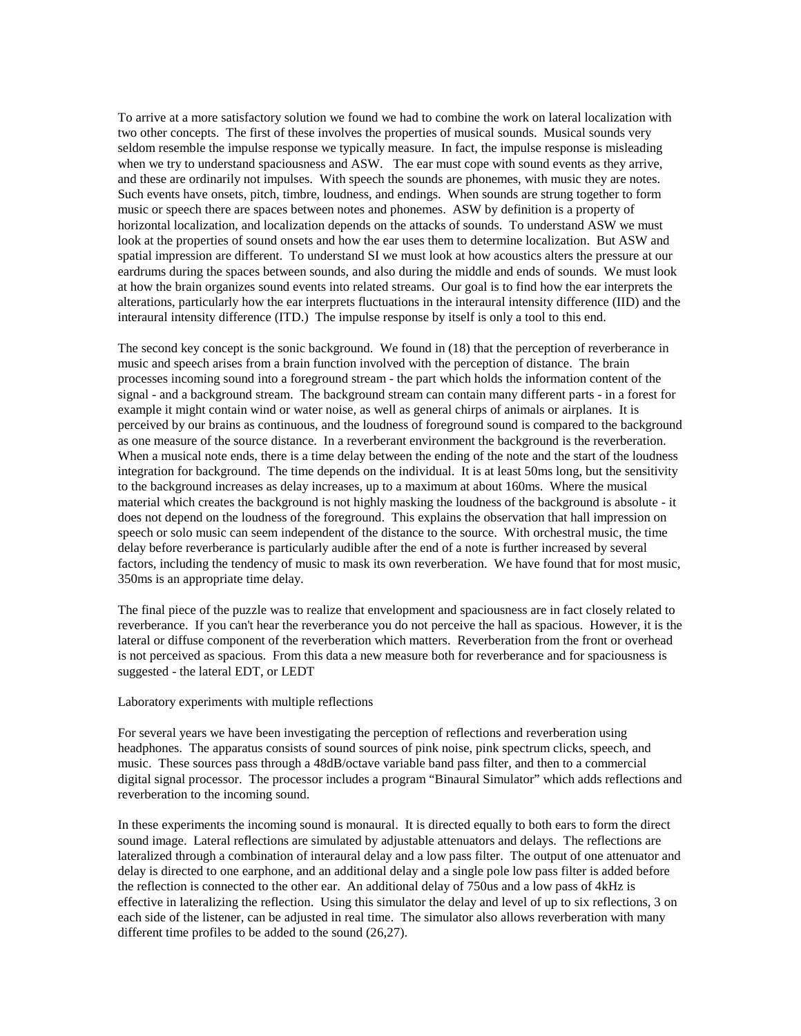To arrive at a more satisfactory solution we found we had to combine the work on lateral localization with two other concepts. The first of these involves the properties of musical sounds. Musical sounds very seldom resemble the impulse response we typically measure. In fact, the impulse response is misleading when we try to understand spaciousness and ASW. The ear must cope with sound events as they arrive, and these are ordinarily not impulses. With speech the sounds are phonemes, with music they are notes. Such events have onsets, pitch, timbre, loudness, and endings. When sounds are strung together to form music or speech there are spaces between notes and phonemes. ASW by definition is a property of horizontal localization, and localization depends on the attacks of sounds. To understand ASW we must look at the properties of sound onsets and how the ear uses them to determine localization. But ASW and spatial impression are different. To understand SI we must look at how acoustics alters the pressure at our eardrums during the spaces between sounds, and also during the middle and ends of sounds. We must look at how the brain organizes sound events into related streams. Our goal is to find how the ear interprets the alterations, particularly how the ear interprets fluctuations in the interaural intensity difference (IID) and the interaural intensity difference (ITD.) The impulse response by itself is only a tool to this end.

The second key concept is the sonic background. We found in (18) that the perception of reverberance in music and speech arises from a brain function involved with the perception of distance. The brain processes incoming sound into a foreground stream - the part which holds the information content of the signal - and a background stream. The background stream can contain many different parts - in a forest for example it might contain wind or water noise, as well as general chirps of animals or airplanes. It is perceived by our brains as continuous, and the loudness of foreground sound is compared to the background as one measure of the source distance. In a reverberant environment the background is the reverberation. When a musical note ends, there is a time delay between the ending of the note and the start of the loudness integration for background. The time depends on the individual. It is at least 50ms long, but the sensitivity to the background increases as delay increases, up to a maximum at about 160ms. Where the musical material which creates the background is not highly masking the loudness of the background is absolute - it does not depend on the loudness of the foreground. This explains the observation that hall impression on speech or solo music can seem independent of the distance to the source. With orchestral music, the time delay before reverberance is particularly audible after the end of a note is further increased by several factors, including the tendency of music to mask its own reverberation. We have found that for most music, 350ms is an appropriate time delay.

The final piece of the puzzle was to realize that envelopment and spaciousness are in fact closely related to reverberance. If you can't hear the reverberance you do not perceive the hall as spacious. However, it is the lateral or diffuse component of the reverberation which matters. Reverberation from the front or overhead is not perceived as spacious. From this data a new measure both for reverberance and for spaciousness is suggested - the lateral EDT, or LEDT

## Laboratory experiments with multiple reflections

For several years we have been investigating the perception of reflections and reverberation using headphones. The apparatus consists of sound sources of pink noise, pink spectrum clicks, speech, and music. These sources pass through a 48dB/octave variable band pass filter, and then to a commercial digital signal processor. The processor includes a program "Binaural Simulator" which adds reflections and reverberation to the incoming sound.

In these experiments the incoming sound is monaural. It is directed equally to both ears to form the direct sound image. Lateral reflections are simulated by adjustable attenuators and delays. The reflections are lateralized through a combination of interaural delay and a low pass filter. The output of one attenuator and delay is directed to one earphone, and an additional delay and a single pole low pass filter is added before the reflection is connected to the other ear. An additional delay of 750us and a low pass of 4kHz is effective in lateralizing the reflection. Using this simulator the delay and level of up to six reflections, 3 on each side of the listener, can be adjusted in real time. The simulator also allows reverberation with many different time profiles to be added to the sound (26,27).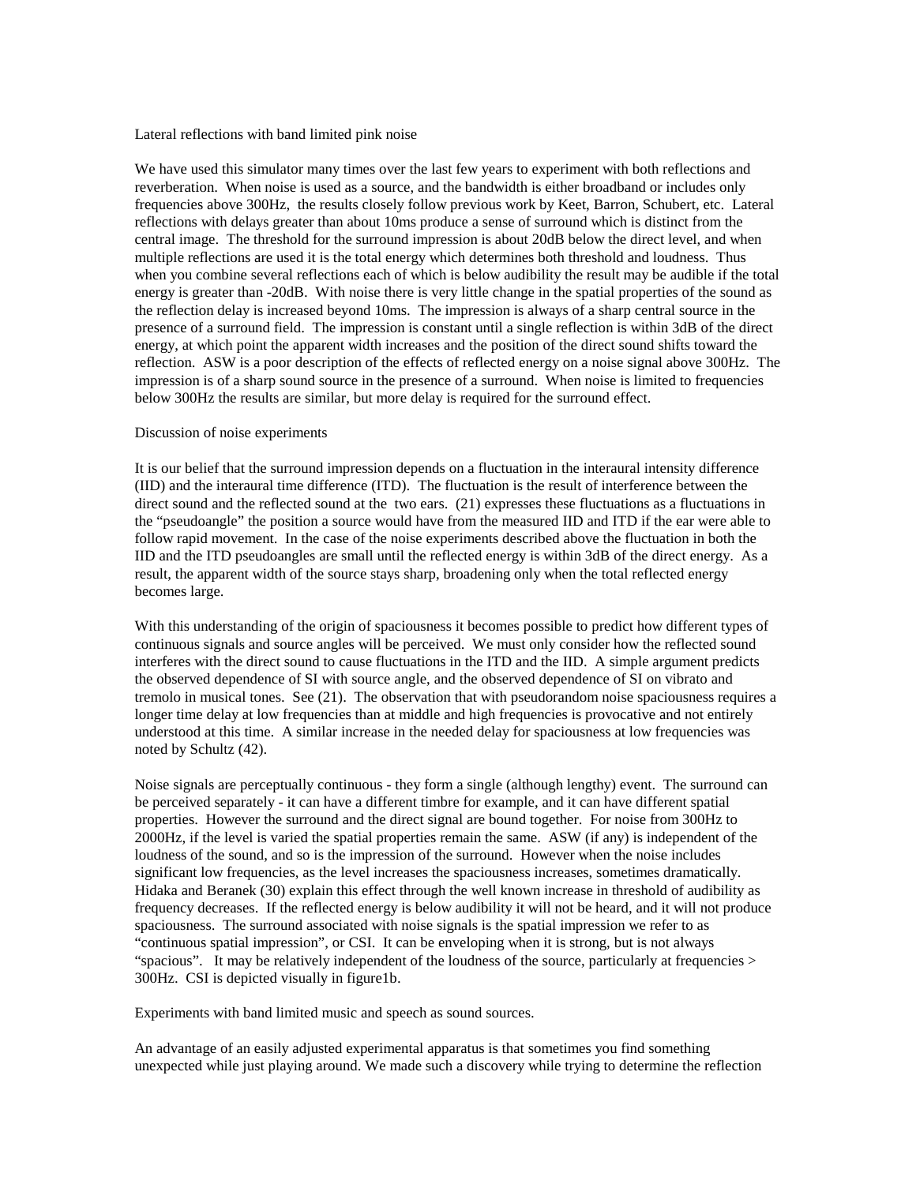Lateral reflections with band limited pink noise

We have used this simulator many times over the last few years to experiment with both reflections and reverberation. When noise is used as a source, and the bandwidth is either broadband or includes only frequencies above 300Hz, the results closely follow previous work by Keet, Barron, Schubert, etc. Lateral reflections with delays greater than about 10ms produce a sense of surround which is distinct from the central image. The threshold for the surround impression is about 20dB below the direct level, and when multiple reflections are used it is the total energy which determines both threshold and loudness. Thus when you combine several reflections each of which is below audibility the result may be audible if the total energy is greater than -20dB. With noise there is very little change in the spatial properties of the sound as the reflection delay is increased beyond 10ms. The impression is always of a sharp central source in the presence of a surround field. The impression is constant until a single reflection is within 3dB of the direct energy, at which point the apparent width increases and the position of the direct sound shifts toward the reflection. ASW is a poor description of the effects of reflected energy on a noise signal above 300Hz. The impression is of a sharp sound source in the presence of a surround. When noise is limited to frequencies below 300Hz the results are similar, but more delay is required for the surround effect.

Discussion of noise experiments

It is our belief that the surround impression depends on a fluctuation in the interaural intensity difference (IID) and the interaural time difference (ITD). The fluctuation is the result of interference between the direct sound and the reflected sound at the two ears. (21) expresses these fluctuations as a fluctuations in the "pseudoangle" the position a source would have from the measured IID and ITD if the ear were able to follow rapid movement. In the case of the noise experiments described above the fluctuation in both the IID and the ITD pseudoangles are small until the reflected energy is within 3dB of the direct energy. As a result, the apparent width of the source stays sharp, broadening only when the total reflected energy becomes large.

With this understanding of the origin of spaciousness it becomes possible to predict how different types of continuous signals and source angles will be perceived. We must only consider how the reflected sound interferes with the direct sound to cause fluctuations in the ITD and the IID. A simple argument predicts the observed dependence of SI with source angle, and the observed dependence of SI on vibrato and tremolo in musical tones. See (21). The observation that with pseudorandom noise spaciousness requires a longer time delay at low frequencies than at middle and high frequencies is provocative and not entirely understood at this time. A similar increase in the needed delay for spaciousness at low frequencies was noted by Schultz (42).

Noise signals are perceptually continuous - they form a single (although lengthy) event. The surround can be perceived separately - it can have a different timbre for example, and it can have different spatial properties. However the surround and the direct signal are bound together. For noise from 300Hz to 2000Hz, if the level is varied the spatial properties remain the same. ASW (if any) is independent of the loudness of the sound, and so is the impression of the surround. However when the noise includes significant low frequencies, as the level increases the spaciousness increases, sometimes dramatically. Hidaka and Beranek (30) explain this effect through the well known increase in threshold of audibility as frequency decreases. If the reflected energy is below audibility it will not be heard, and it will not produce spaciousness. The surround associated with noise signals is the spatial impression we refer to as "continuous spatial impression", or CSI. It can be enveloping when it is strong, but is not always "spacious". It may be relatively independent of the loudness of the source, particularly at frequencies > 300Hz. CSI is depicted visually in figure1b.

Experiments with band limited music and speech as sound sources.

An advantage of an easily adjusted experimental apparatus is that sometimes you find something unexpected while just playing around. We made such a discovery while trying to determine the reflection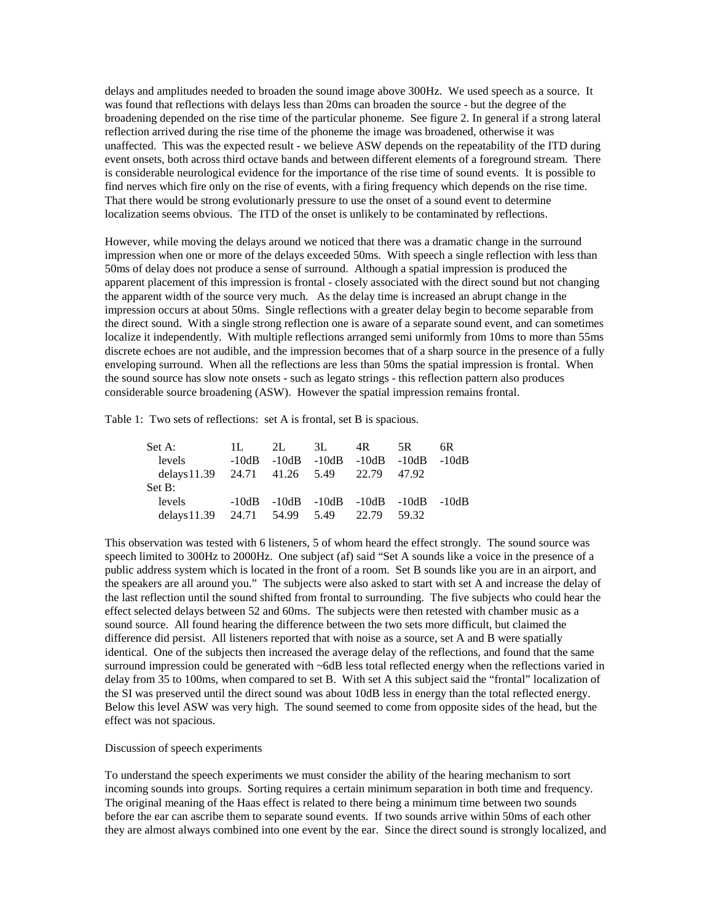delays and amplitudes needed to broaden the sound image above 300Hz. We used speech as a source. It was found that reflections with delays less than 20ms can broaden the source - but the degree of the broadening depended on the rise time of the particular phoneme. See figure 2. In general if a strong lateral reflection arrived during the rise time of the phoneme the image was broadened, otherwise it was unaffected. This was the expected result - we believe ASW depends on the repeatability of the ITD during event onsets, both across third octave bands and between different elements of a foreground stream. There is considerable neurological evidence for the importance of the rise time of sound events. It is possible to find nerves which fire only on the rise of events, with a firing frequency which depends on the rise time. That there would be strong evolutionary pressure to use the onset of a sound event to determine localization seems obvious. The ITD of the onset is unlikely to be contaminated by reflections.

However, while moving the delays around we noticed that there was a dramatic change in the surround impression when one or more of the delays exceeded 50ms. With speech a single reflection with less than 50ms of delay does not produce a sense of surround. Although a spatial impression is produced the apparent placement of this impression is frontal - closely associated with the direct sound but not changing the apparent width of the source very much. As the delay time is increased an abrupt change in the impression occurs at about 50ms. Single reflections with a greater delay begin to become separable from the direct sound. With a single strong reflection one is aware of a separate sound event, and can sometimes localize it independently. With multiple reflections arranged semi uniformly from 10ms to more than 55ms discrete echoes are not audible, and the impression becomes that of a sharp source in the presence of a fully enveloping surround. When all the reflections are less than 50ms the spatial impression is frontal. When the sound source has slow note onsets - such as legato strings - this reflection pattern also produces considerable source broadening (ASW). However the spatial impression remains frontal.

Table 1: Two sets of reflections: set A is frontal, set B is spacious.

| Set A: | 1L | 2L | 3L | 4R | 5R | 6R |
|---|---|---|---|---|---|---|
| levels | -10dB | -10dB | -10dB | -10dB | -10dB | -10dB |
| delays | 11.39 | 24.71 | 41.26 | 5.49 | 22.79 | 47.92 |
| **Set B:** | | | | | | |
| levels | -10dB | -10dB | -10dB | -10dB | -10dB | -10dB |
| delays | 11.39 | 24.71 | 54.99 | 5.49 | 22.79 | 59.32 |

This observation was tested with 6 listeners, 5 of whom heard the effect strongly. The sound source was speech limited to 300Hz to 2000Hz. One subject (af) said "Set A sounds like a voice in the presence of a public address system which is located in the front of a room. Set B sounds like you are in an airport, and the speakers are all around you." The subjects were also asked to start with set A and increase the delay of the last reflection until the sound shifted from frontal to surrounding. The five subjects who could hear the effect selected delays between 52 and 60ms. The subjects were then retested with chamber music as a sound source. All found hearing the difference between the two sets more difficult, but claimed the difference did persist. All listeners reported that with noise as a source, set A and B were spatially identical. One of the subjects then increased the average delay of the reflections, and found that the same surround impression could be generated with ~6dB less total reflected energy when the reflections varied in delay from 35 to 100ms, when compared to set B. With set A this subject said the "frontal" localization of the SI was preserved until the direct sound was about 10dB less in energy than the total reflected energy. Below this level ASW was very high. The sound seemed to come from opposite sides of the head, but the effect was not spacious.

Discussion of speech experiments

To understand the speech experiments we must consider the ability of the hearing mechanism to sort incoming sounds into groups. Sorting requires a certain minimum separation in both time and frequency. The original meaning of the Haas effect is related to there being a minimum time between two sounds before the ear can ascribe them to separate sound events. If two sounds arrive within 50ms of each other they are almost always combined into one event by the ear. Since the direct sound is strongly localized, and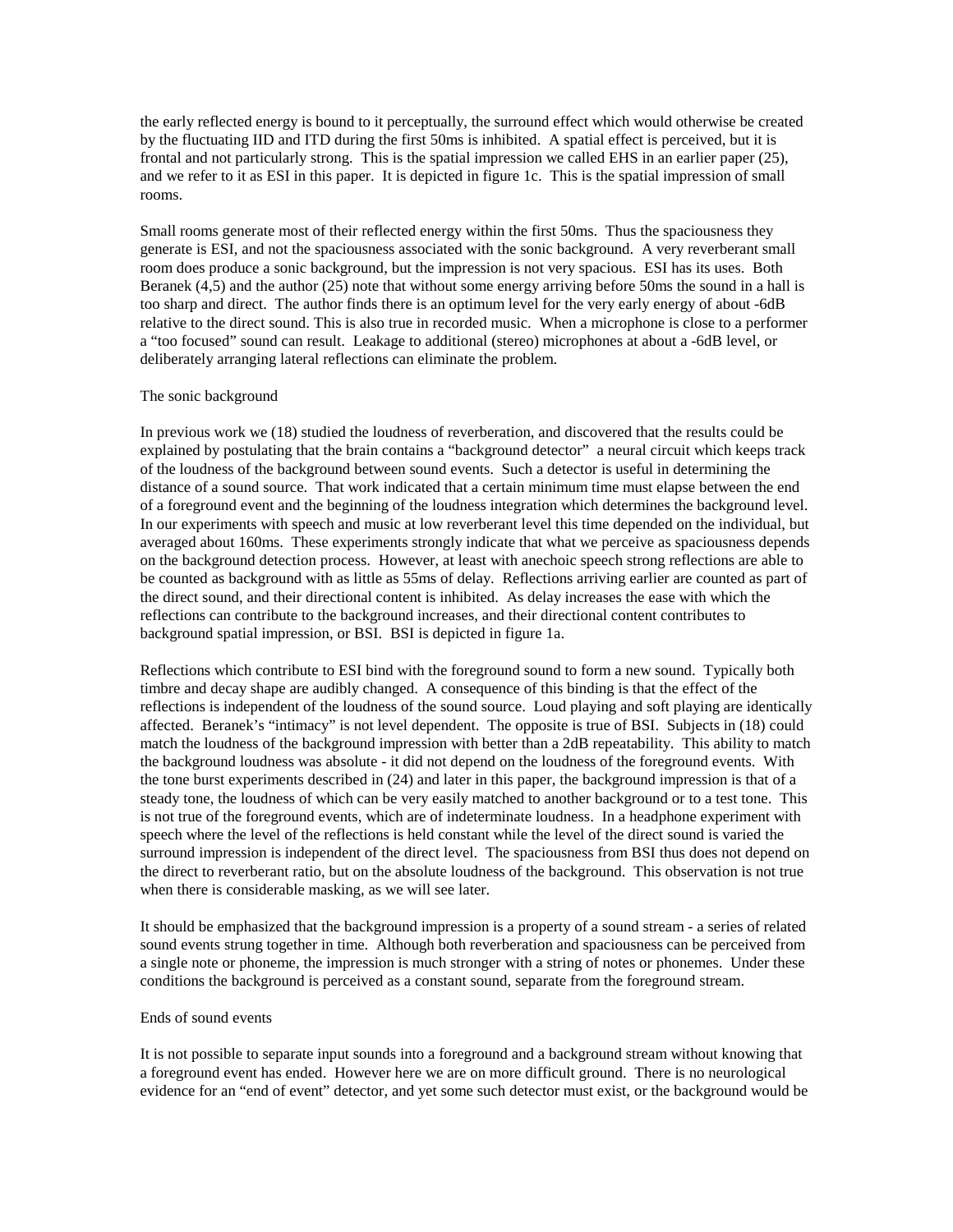the early reflected energy is bound to it perceptually, the surround effect which would otherwise be created by the fluctuating IID and ITD during the first 50ms is inhibited. A spatial effect is perceived, but it is frontal and not particularly strong. This is the spatial impression we called EHS in an earlier paper (25), and we refer to it as ESI in this paper. It is depicted in figure 1c. This is the spatial impression of small rooms.

Small rooms generate most of their reflected energy within the first 50ms. Thus the spaciousness they generate is ESI, and not the spaciousness associated with the sonic background. A very reverberant small room does produce a sonic background, but the impression is not very spacious. ESI has its uses. Both Beranek (4,5) and the author (25) note that without some energy arriving before 50ms the sound in a hall is too sharp and direct. The author finds there is an optimum level for the very early energy of about -6dB relative to the direct sound. This is also true in recorded music. When a microphone is close to a performer a "too focused" sound can result. Leakage to additional (stereo) microphones at about a -6dB level, or deliberately arranging lateral reflections can eliminate the problem.

## The sonic background

In previous work we (18) studied the loudness of reverberation, and discovered that the results could be explained by postulating that the brain contains a "background detector" a neural circuit which keeps track of the loudness of the background between sound events. Such a detector is useful in determining the distance of a sound source. That work indicated that a certain minimum time must elapse between the end of a foreground event and the beginning of the loudness integration which determines the background level. In our experiments with speech and music at low reverberant level this time depended on the individual, but averaged about 160ms. These experiments strongly indicate that what we perceive as spaciousness depends on the background detection process. However, at least with anechoic speech strong reflections are able to be counted as background with as little as 55ms of delay. Reflections arriving earlier are counted as part of the direct sound, and their directional content is inhibited. As delay increases the ease with which the reflections can contribute to the background increases, and their directional content contributes to background spatial impression, or BSI. BSI is depicted in figure 1a.

Reflections which contribute to ESI bind with the foreground sound to form a new sound. Typically both timbre and decay shape are audibly changed. A consequence of this binding is that the effect of the reflections is independent of the loudness of the sound source. Loud playing and soft playing are identically affected. Beranek's "intimacy" is not level dependent. The opposite is true of BSI. Subjects in (18) could match the loudness of the background impression with better than a 2dB repeatability. This ability to match the background loudness was absolute - it did not depend on the loudness of the foreground events. With the tone burst experiments described in (24) and later in this paper, the background impression is that of a steady tone, the loudness of which can be very easily matched to another background or to a test tone. This is not true of the foreground events, which are of indeterminate loudness. In a headphone experiment with speech where the level of the reflections is held constant while the level of the direct sound is varied the surround impression is independent of the direct level. The spaciousness from BSI thus does not depend on the direct to reverberant ratio, but on the absolute loudness of the background. This observation is not true when there is considerable masking, as we will see later.

It should be emphasized that the background impression is a property of a sound stream - a series of related sound events strung together in time. Although both reverberation and spaciousness can be perceived from a single note or phoneme, the impression is much stronger with a string of notes or phonemes. Under these conditions the background is perceived as a constant sound, separate from the foreground stream.

## Ends of sound events

It is not possible to separate input sounds into a foreground and a background stream without knowing that a foreground event has ended. However here we are on more difficult ground. There is no neurological evidence for an "end of event" detector, and yet some such detector must exist, or the background would be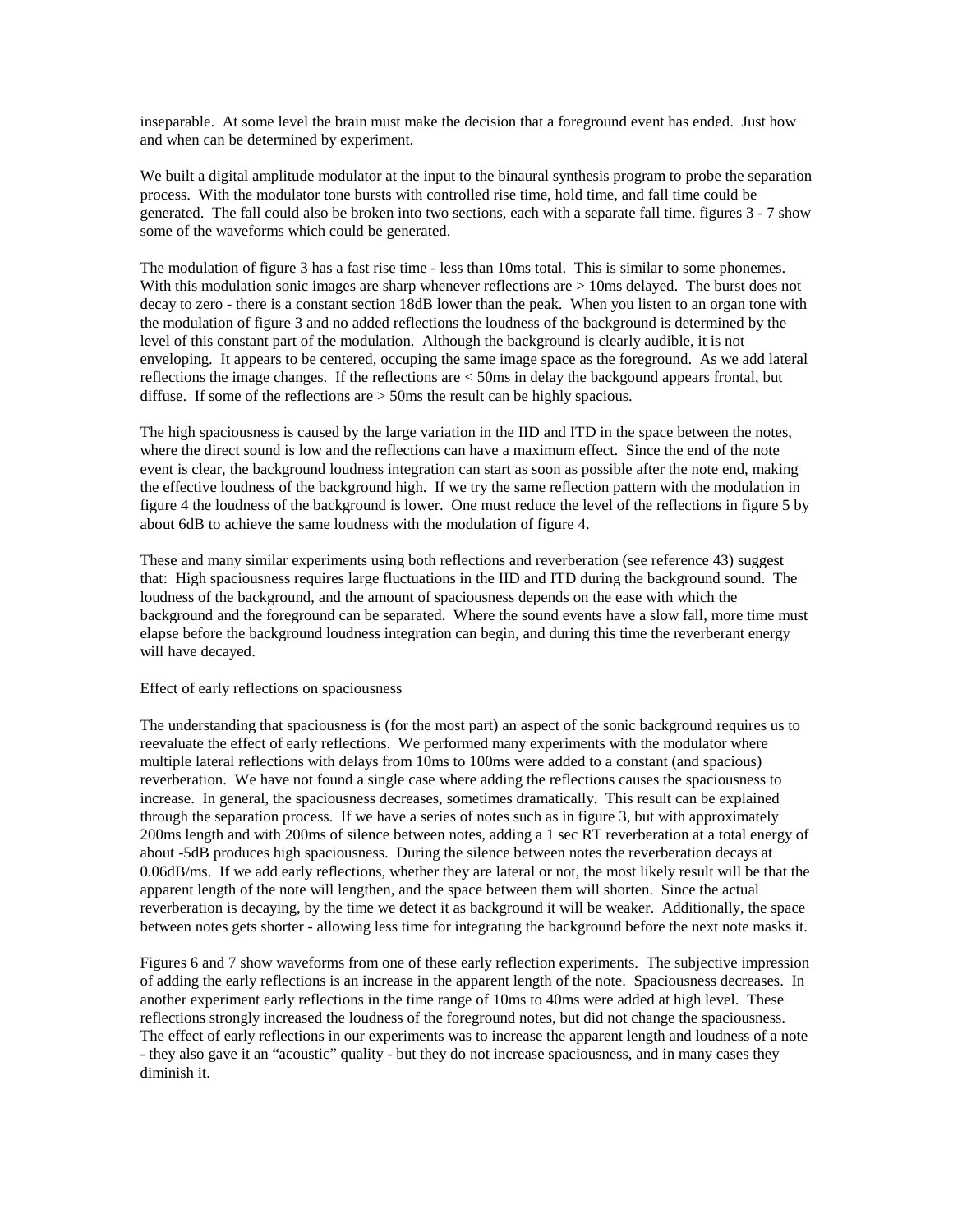inseparable. At some level the brain must make the decision that a foreground event has ended. Just how and when can be determined by experiment.

We built a digital amplitude modulator at the input to the binaural synthesis program to probe the separation process. With the modulator tone bursts with controlled rise time, hold time, and fall time could be generated. The fall could also be broken into two sections, each with a separate fall time. figures 3 - 7 show some of the waveforms which could be generated.

The modulation of figure 3 has a fast rise time - less than 10ms total. This is similar to some phonemes. With this modulation sonic images are sharp whenever reflections are > 10ms delayed. The burst does not decay to zero - there is a constant section 18dB lower than the peak. When you listen to an organ tone with the modulation of figure 3 and no added reflections the loudness of the background is determined by the level of this constant part of the modulation. Although the background is clearly audible, it is not enveloping. It appears to be centered, occuping the same image space as the foreground. As we add lateral reflections the image changes. If the reflections are < 50ms in delay the backgound appears frontal, but diffuse. If some of the reflections are > 50ms the result can be highly spacious.

The high spaciousness is caused by the large variation in the IID and ITD in the space between the notes, where the direct sound is low and the reflections can have a maximum effect. Since the end of the note event is clear, the background loudness integration can start as soon as possible after the note end, making the effective loudness of the background high. If we try the same reflection pattern with the modulation in figure 4 the loudness of the background is lower. One must reduce the level of the reflections in figure 5 by about 6dB to achieve the same loudness with the modulation of figure 4.

These and many similar experiments using both reflections and reverberation (see reference 43) suggest that: High spaciousness requires large fluctuations in the IID and ITD during the background sound. The loudness of the background, and the amount of spaciousness depends on the ease with which the background and the foreground can be separated. Where the sound events have a slow fall, more time must elapse before the background loudness integration can begin, and during this time the reverberant energy will have decayed.

## Effect of early reflections on spaciousness

The understanding that spaciousness is (for the most part) an aspect of the sonic background requires us to reevaluate the effect of early reflections. We performed many experiments with the modulator where multiple lateral reflections with delays from 10ms to 100ms were added to a constant (and spacious) reverberation. We have not found a single case where adding the reflections causes the spaciousness to increase. In general, the spaciousness decreases, sometimes dramatically. This result can be explained through the separation process. If we have a series of notes such as in figure 3, but with approximately 200ms length and with 200ms of silence between notes, adding a 1 sec RT reverberation at a total energy of about -5dB produces high spaciousness. During the silence between notes the reverberation decays at 0.06dB/ms. If we add early reflections, whether they are lateral or not, the most likely result will be that the apparent length of the note will lengthen, and the space between them will shorten. Since the actual reverberation is decaying, by the time we detect it as background it will be weaker. Additionally, the space between notes gets shorter - allowing less time for integrating the background before the next note masks it.

Figures 6 and 7 show waveforms from one of these early reflection experiments. The subjective impression of adding the early reflections is an increase in the apparent length of the note. Spaciousness decreases. In another experiment early reflections in the time range of 10ms to 40ms were added at high level. These reflections strongly increased the loudness of the foreground notes, but did not change the spaciousness. The effect of early reflections in our experiments was to increase the apparent length and loudness of a note - they also gave it an "acoustic" quality - but they do not increase spaciousness, and in many cases they diminish it.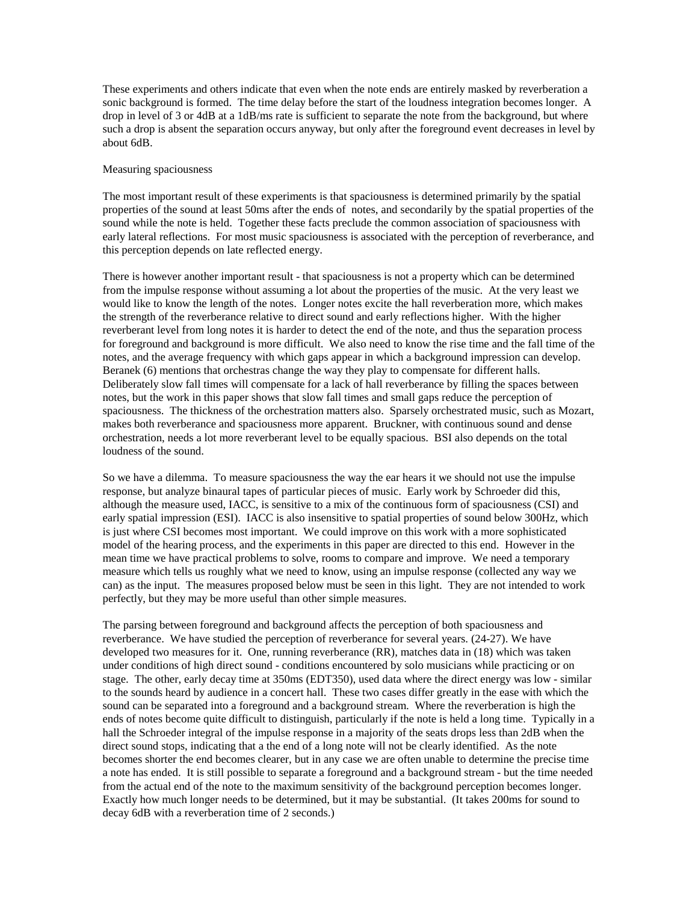These experiments and others indicate that even when the note ends are entirely masked by reverberation a sonic background is formed. The time delay before the start of the loudness integration becomes longer. A drop in level of 3 or 4dB at a 1dB/ms rate is sufficient to separate the note from the background, but where such a drop is absent the separation occurs anyway, but only after the foreground event decreases in level by about 6dB.

## Measuring spaciousness

The most important result of these experiments is that spaciousness is determined primarily by the spatial properties of the sound at least 50ms after the ends of notes, and secondarily by the spatial properties of the sound while the note is held. Together these facts preclude the common association of spaciousness with early lateral reflections. For most music spaciousness is associated with the perception of reverberance, and this perception depends on late reflected energy.

There is however another important result - that spaciousness is not a property which can be determined from the impulse response without assuming a lot about the properties of the music. At the very least we would like to know the length of the notes. Longer notes excite the hall reverberation more, which makes the strength of the reverberance relative to direct sound and early reflections higher. With the higher reverberant level from long notes it is harder to detect the end of the note, and thus the separation process for foreground and background is more difficult. We also need to know the rise time and the fall time of the notes, and the average frequency with which gaps appear in which a background impression can develop. Beranek (6) mentions that orchestras change the way they play to compensate for different halls. Deliberately slow fall times will compensate for a lack of hall reverberance by filling the spaces between notes, but the work in this paper shows that slow fall times and small gaps reduce the perception of spaciousness. The thickness of the orchestration matters also. Sparsely orchestrated music, such as Mozart, makes both reverberance and spaciousness more apparent. Bruckner, with continuous sound and dense orchestration, needs a lot more reverberant level to be equally spacious. BSI also depends on the total loudness of the sound.

So we have a dilemma. To measure spaciousness the way the ear hears it we should not use the impulse response, but analyze binaural tapes of particular pieces of music. Early work by Schroeder did this, although the measure used, IACC, is sensitive to a mix of the continuous form of spaciousness (CSI) and early spatial impression (ESI). IACC is also insensitive to spatial properties of sound below 300Hz, which is just where CSI becomes most important. We could improve on this work with a more sophisticated model of the hearing process, and the experiments in this paper are directed to this end. However in the mean time we have practical problems to solve, rooms to compare and improve. We need a temporary measure which tells us roughly what we need to know, using an impulse response (collected any way we can) as the input. The measures proposed below must be seen in this light. They are not intended to work perfectly, but they may be more useful than other simple measures.

The parsing between foreground and background affects the perception of both spaciousness and reverberance. We have studied the perception of reverberance for several years. (24-27). We have developed two measures for it. One, running reverberance (RR), matches data in (18) which was taken under conditions of high direct sound - conditions encountered by solo musicians while practicing or on stage. The other, early decay time at 350ms (EDT350), used data where the direct energy was low - similar to the sounds heard by audience in a concert hall. These two cases differ greatly in the ease with which the sound can be separated into a foreground and a background stream. Where the reverberation is high the ends of notes become quite difficult to distinguish, particularly if the note is held a long time. Typically in a hall the Schroeder integral of the impulse response in a majority of the seats drops less than 2dB when the direct sound stops, indicating that a the end of a long note will not be clearly identified. As the note becomes shorter the end becomes clearer, but in any case we are often unable to determine the precise time a note has ended. It is still possible to separate a foreground and a background stream - but the time needed from the actual end of the note to the maximum sensitivity of the background perception becomes longer. Exactly how much longer needs to be determined, but it may be substantial. (It takes 200ms for sound to decay 6dB with a reverberation time of 2 seconds.)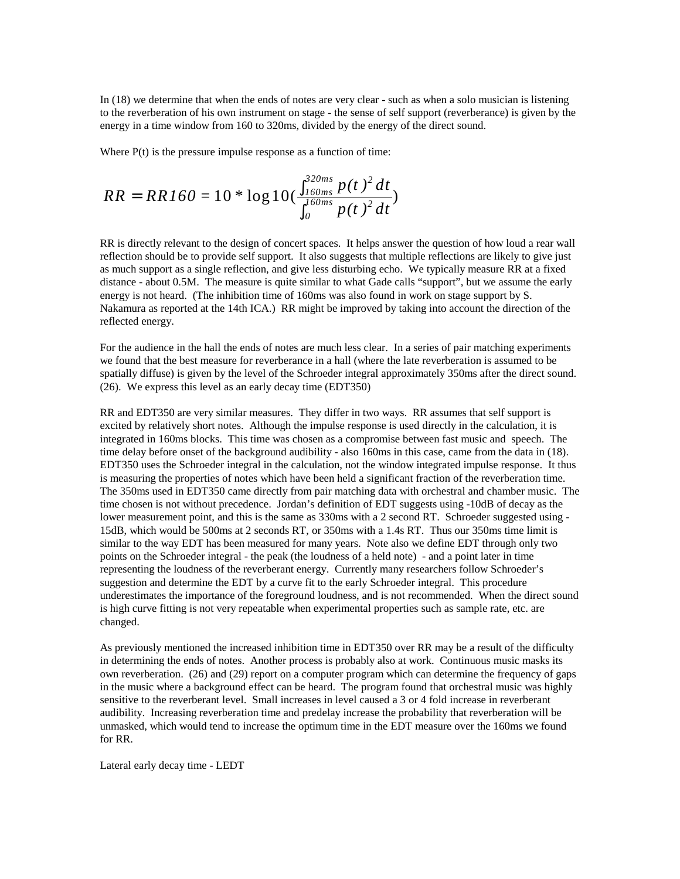In (18) we determine that when the ends of notes are very clear - such as when a solo musician is listening to the reverberation of his own instrument on stage - the sense of self support (reverberance) is given by the energy in a time window from 160 to 320ms, divided by the energy of the direct sound.

Where P(t) is the pressure impulse response as a function of time:

$$RR = RR160 = 10 * \log 10\left(\frac{\int_{160ms}^{320ms} p(t)^2\, dt}{\int_{0}^{160ms} p(t)^2\, dt}\right)$$

RR is directly relevant to the design of concert spaces. It helps answer the question of how loud a rear wall reflection should be to provide self support. It also suggests that multiple reflections are likely to give just as much support as a single reflection, and give less disturbing echo. We typically measure RR at a fixed distance - about 0.5M. The measure is quite similar to what Gade calls "support", but we assume the early energy is not heard. (The inhibition time of 160ms was also found in work on stage support by S. Nakamura as reported at the 14th ICA.) RR might be improved by taking into account the direction of the reflected energy.

For the audience in the hall the ends of notes are much less clear. In a series of pair matching experiments we found that the best measure for reverberance in a hall (where the late reverberation is assumed to be spatially diffuse) is given by the level of the Schroeder integral approximately 350ms after the direct sound. (26). We express this level as an early decay time (EDT350)

RR and EDT350 are very similar measures. They differ in two ways. RR assumes that self support is excited by relatively short notes. Although the impulse response is used directly in the calculation, it is integrated in 160ms blocks. This time was chosen as a compromise between fast music and speech. The time delay before onset of the background audibility - also 160ms in this case, came from the data in (18). EDT350 uses the Schroeder integral in the calculation, not the window integrated impulse response. It thus is measuring the properties of notes which have been held a significant fraction of the reverberation time. The 350ms used in EDT350 came directly from pair matching data with orchestral and chamber music. The time chosen is not without precedence. Jordan's definition of EDT suggests using -10dB of decay as the lower measurement point, and this is the same as 330ms with a 2 second RT. Schroeder suggested using -15dB, which would be 500ms at 2 seconds RT, or 350ms with a 1.4s RT. Thus our 350ms time limit is similar to the way EDT has been measured for many years. Note also we define EDT through only two points on the Schroeder integral - the peak (the loudness of a held note) - and a point later in time representing the loudness of the reverberant energy. Currently many researchers follow Schroeder's suggestion and determine the EDT by a curve fit to the early Schroeder integral. This procedure underestimates the importance of the foreground loudness, and is not recommended. When the direct sound is high curve fitting is not very repeatable when experimental properties such as sample rate, etc. are changed.

As previously mentioned the increased inhibition time in EDT350 over RR may be a result of the difficulty in determining the ends of notes. Another process is probably also at work. Continuous music masks its own reverberation. (26) and (29) report on a computer program which can determine the frequency of gaps in the music where a background effect can be heard. The program found that orchestral music was highly sensitive to the reverberant level. Small increases in level caused a 3 or 4 fold increase in reverberant audibility. Increasing reverberation time and predelay increase the probability that reverberation will be unmasked, which would tend to increase the optimum time in the EDT measure over the 160ms we found for RR.

Lateral early decay time - LEDT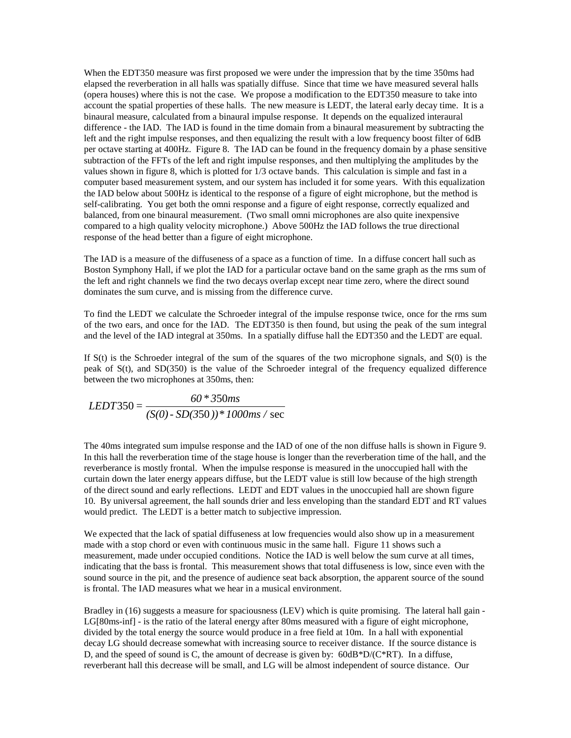When the EDT350 measure was first proposed we were under the impression that by the time 350ms had elapsed the reverberation in all halls was spatially diffuse. Since that time we have measured several halls (opera houses) where this is not the case. We propose a modification to the EDT350 measure to take into account the spatial properties of these halls. The new measure is LEDT, the lateral early decay time. It is a binaural measure, calculated from a binaural impulse response. It depends on the equalized interaural difference - the IAD. The IAD is found in the time domain from a binaural measurement by subtracting the left and the right impulse responses, and then equalizing the result with a low frequency boost filter of 6dB per octave starting at 400Hz. Figure 8. The IAD can be found in the frequency domain by a phase sensitive subtraction of the FFTs of the left and right impulse responses, and then multiplying the amplitudes by the values shown in figure 8, which is plotted for 1/3 octave bands. This calculation is simple and fast in a computer based measurement system, and our system has included it for some years. With this equalization the IAD below about 500Hz is identical to the response of a figure of eight microphone, but the method is self-calibrating. You get both the omni response and a figure of eight response, correctly equalized and balanced, from one binaural measurement. (Two small omni microphones are also quite inexpensive compared to a high quality velocity microphone.) Above 500Hz the IAD follows the true directional response of the head better than a figure of eight microphone.

The IAD is a measure of the diffuseness of a space as a function of time. In a diffuse concert hall such as Boston Symphony Hall, if we plot the IAD for a particular octave band on the same graph as the rms sum of the left and right channels we find the two decays overlap except near time zero, where the direct sound dominates the sum curve, and is missing from the difference curve.

To find the LEDT we calculate the Schroeder integral of the impulse response twice, once for the rms sum of the two ears, and once for the IAD. The EDT350 is then found, but using the peak of the sum integral and the level of the IAD integral at 350ms. In a spatially diffuse hall the EDT350 and the LEDT are equal.

If S(t) is the Schroeder integral of the sum of the squares of the two microphone signals, and S(0) is the peak of S(t), and SD(350) is the value of the Schroeder integral of the frequency equalized difference between the two microphones at 350ms, then:

$$LEDT350 = \frac{60 * 350ms}{(S(0) - SD(350)) * 1000ms/\sec}$$

The 40ms integrated sum impulse response and the IAD of one of the non diffuse halls is shown in Figure 9. In this hall the reverberation time of the stage house is longer than the reverberation time of the hall, and the reverberance is mostly frontal. When the impulse response is measured in the unoccupied hall with the curtain down the later energy appears diffuse, but the LEDT value is still low because of the high strength of the direct sound and early reflections. LEDT and EDT values in the unoccupied hall are shown figure 10. By universal agreement, the hall sounds drier and less enveloping than the standard EDT and RT values would predict. The LEDT is a better match to subjective impression.

We expected that the lack of spatial diffuseness at low frequencies would also show up in a measurement made with a stop chord or even with continuous music in the same hall. Figure 11 shows such a measurement, made under occupied conditions. Notice the IAD is well below the sum curve at all times, indicating that the bass is frontal. This measurement shows that total diffuseness is low, since even with the sound source in the pit, and the presence of audience seat back absorption, the apparent source of the sound is frontal. The IAD measures what we hear in a musical environment.

Bradley in (16) suggests a measure for spaciousness (LEV) which is quite promising. The lateral hall gain - LG[80ms-inf] - is the ratio of the lateral energy after 80ms measured with a figure of eight microphone, divided by the total energy the source would produce in a free field at 10m. In a hall with exponential decay LG should decrease somewhat with increasing source to receiver distance. If the source distance is D, and the speed of sound is C, the amount of decrease is given by: 60dB*D/(C*RT). In a diffuse, reverberant hall this decrease will be small, and LG will be almost independent of source distance. Our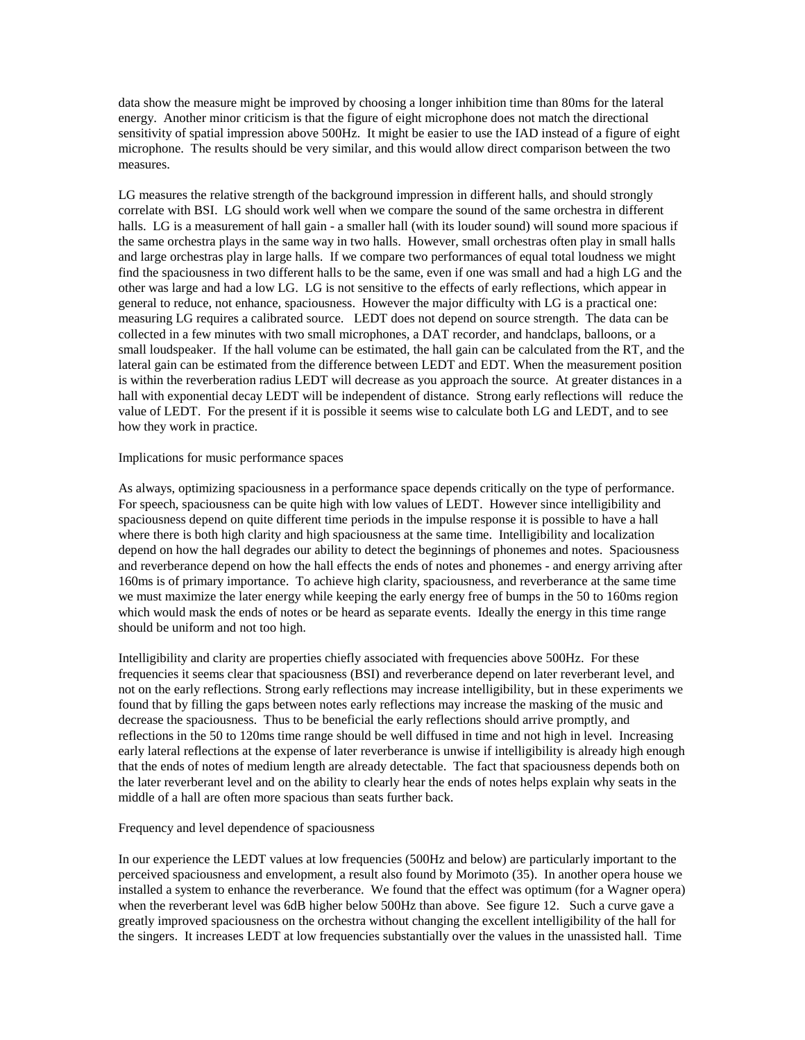data show the measure might be improved by choosing a longer inhibition time than 80ms for the lateral energy. Another minor criticism is that the figure of eight microphone does not match the directional sensitivity of spatial impression above 500Hz. It might be easier to use the IAD instead of a figure of eight microphone. The results should be very similar, and this would allow direct comparison between the two measures.

LG measures the relative strength of the background impression in different halls, and should strongly correlate with BSI. LG should work well when we compare the sound of the same orchestra in different halls. LG is a measurement of hall gain - a smaller hall (with its louder sound) will sound more spacious if the same orchestra plays in the same way in two halls. However, small orchestras often play in small halls and large orchestras play in large halls. If we compare two performances of equal total loudness we might find the spaciousness in two different halls to be the same, even if one was small and had a high LG and the other was large and had a low LG. LG is not sensitive to the effects of early reflections, which appear in general to reduce, not enhance, spaciousness. However the major difficulty with LG is a practical one: measuring LG requires a calibrated source. LEDT does not depend on source strength. The data can be collected in a few minutes with two small microphones, a DAT recorder, and handclaps, balloons, or a small loudspeaker. If the hall volume can be estimated, the hall gain can be calculated from the RT, and the lateral gain can be estimated from the difference between LEDT and EDT. When the measurement position is within the reverberation radius LEDT will decrease as you approach the source. At greater distances in a hall with exponential decay LEDT will be independent of distance. Strong early reflections will reduce the value of LEDT. For the present if it is possible it seems wise to calculate both LG and LEDT, and to see how they work in practice.

## Implications for music performance spaces

As always, optimizing spaciousness in a performance space depends critically on the type of performance. For speech, spaciousness can be quite high with low values of LEDT. However since intelligibility and spaciousness depend on quite different time periods in the impulse response it is possible to have a hall where there is both high clarity and high spaciousness at the same time. Intelligibility and localization depend on how the hall degrades our ability to detect the beginnings of phonemes and notes. Spaciousness and reverberance depend on how the hall effects the ends of notes and phonemes - and energy arriving after 160ms is of primary importance. To achieve high clarity, spaciousness, and reverberance at the same time we must maximize the later energy while keeping the early energy free of bumps in the 50 to 160ms region which would mask the ends of notes or be heard as separate events. Ideally the energy in this time range should be uniform and not too high.

Intelligibility and clarity are properties chiefly associated with frequencies above 500Hz. For these frequencies it seems clear that spaciousness (BSI) and reverberance depend on later reverberant level, and not on the early reflections. Strong early reflections may increase intelligibility, but in these experiments we found that by filling the gaps between notes early reflections may increase the masking of the music and decrease the spaciousness. Thus to be beneficial the early reflections should arrive promptly, and reflections in the 50 to 120ms time range should be well diffused in time and not high in level. Increasing early lateral reflections at the expense of later reverberance is unwise if intelligibility is already high enough that the ends of notes of medium length are already detectable. The fact that spaciousness depends both on the later reverberant level and on the ability to clearly hear the ends of notes helps explain why seats in the middle of a hall are often more spacious than seats further back.

## Frequency and level dependence of spaciousness

In our experience the LEDT values at low frequencies (500Hz and below) are particularly important to the perceived spaciousness and envelopment, a result also found by Morimoto (35). In another opera house we installed a system to enhance the reverberance. We found that the effect was optimum (for a Wagner opera) when the reverberant level was 6dB higher below 500Hz than above. See figure 12. Such a curve gave a greatly improved spaciousness on the orchestra without changing the excellent intelligibility of the hall for the singers. It increases LEDT at low frequencies substantially over the values in the unassisted hall. Time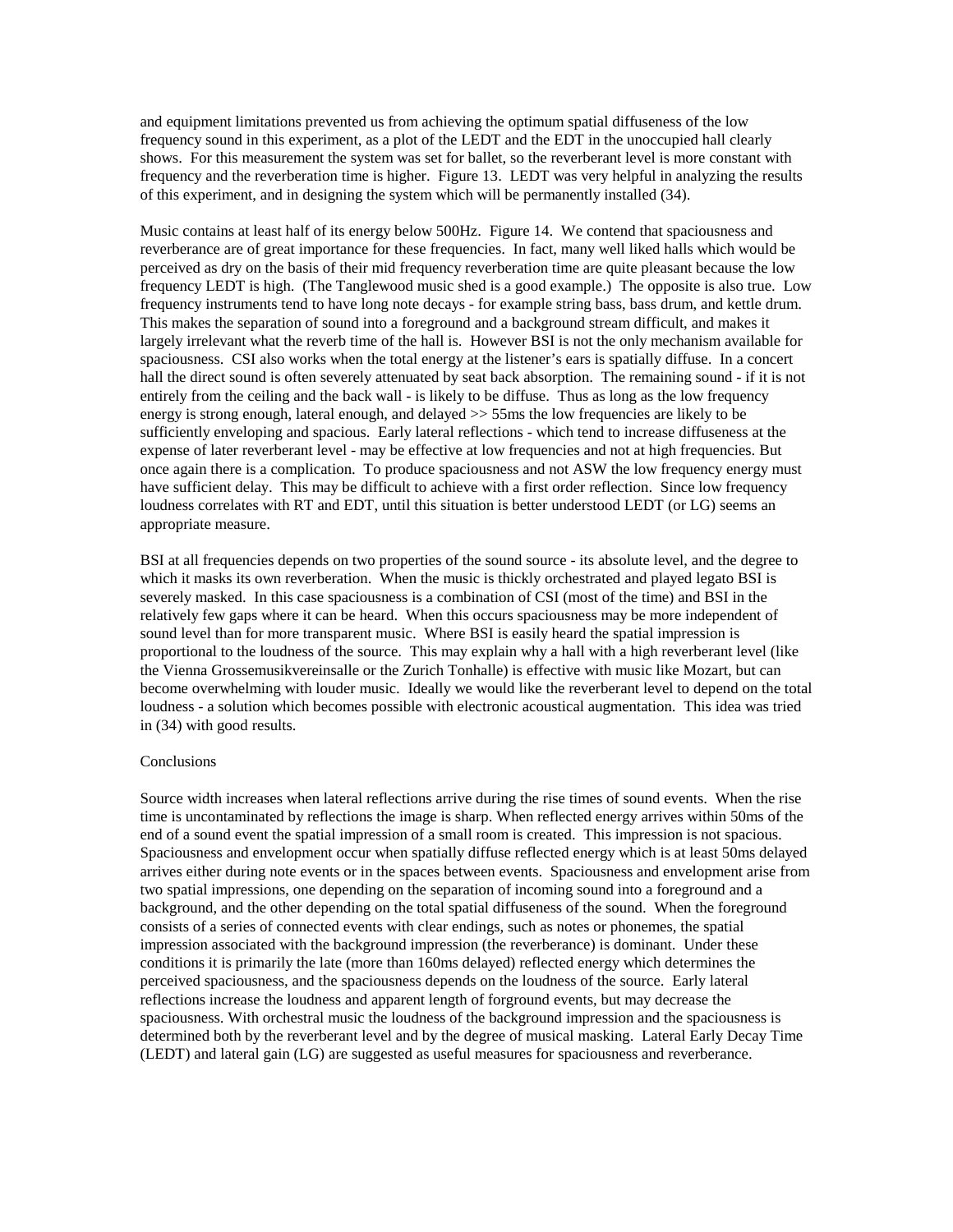and equipment limitations prevented us from achieving the optimum spatial diffuseness of the low frequency sound in this experiment, as a plot of the LEDT and the EDT in the unoccupied hall clearly shows. For this measurement the system was set for ballet, so the reverberant level is more constant with frequency and the reverberation time is higher. Figure 13. LEDT was very helpful in analyzing the results of this experiment, and in designing the system which will be permanently installed (34).

Music contains at least half of its energy below 500Hz. Figure 14. We contend that spaciousness and reverberance are of great importance for these frequencies. In fact, many well liked halls which would be perceived as dry on the basis of their mid frequency reverberation time are quite pleasant because the low frequency LEDT is high. (The Tanglewood music shed is a good example.) The opposite is also true. Low frequency instruments tend to have long note decays - for example string bass, bass drum, and kettle drum. This makes the separation of sound into a foreground and a background stream difficult, and makes it largely irrelevant what the reverb time of the hall is. However BSI is not the only mechanism available for spaciousness. CSI also works when the total energy at the listener's ears is spatially diffuse. In a concert hall the direct sound is often severely attenuated by seat back absorption. The remaining sound - if it is not entirely from the ceiling and the back wall - is likely to be diffuse. Thus as long as the low frequency energy is strong enough, lateral enough, and delayed >> 55ms the low frequencies are likely to be sufficiently enveloping and spacious. Early lateral reflections - which tend to increase diffuseness at the expense of later reverberant level - may be effective at low frequencies and not at high frequencies. But once again there is a complication. To produce spaciousness and not ASW the low frequency energy must have sufficient delay. This may be difficult to achieve with a first order reflection. Since low frequency loudness correlates with RT and EDT, until this situation is better understood LEDT (or LG) seems an appropriate measure.

BSI at all frequencies depends on two properties of the sound source - its absolute level, and the degree to which it masks its own reverberation. When the music is thickly orchestrated and played legato BSI is severely masked. In this case spaciousness is a combination of CSI (most of the time) and BSI in the relatively few gaps where it can be heard. When this occurs spaciousness may be more independent of sound level than for more transparent music. Where BSI is easily heard the spatial impression is proportional to the loudness of the source. This may explain why a hall with a high reverberant level (like the Vienna Grossemusikvereinsalle or the Zurich Tonhalle) is effective with music like Mozart, but can become overwhelming with louder music. Ideally we would like the reverberant level to depend on the total loudness - a solution which becomes possible with electronic acoustical augmentation. This idea was tried in (34) with good results.

## Conclusions

Source width increases when lateral reflections arrive during the rise times of sound events. When the rise time is uncontaminated by reflections the image is sharp. When reflected energy arrives within 50ms of the end of a sound event the spatial impression of a small room is created. This impression is not spacious. Spaciousness and envelopment occur when spatially diffuse reflected energy which is at least 50ms delayed arrives either during note events or in the spaces between events. Spaciousness and envelopment arise from two spatial impressions, one depending on the separation of incoming sound into a foreground and a background, and the other depending on the total spatial diffuseness of the sound. When the foreground consists of a series of connected events with clear endings, such as notes or phonemes, the spatial impression associated with the background impression (the reverberance) is dominant. Under these conditions it is primarily the late (more than 160ms delayed) reflected energy which determines the perceived spaciousness, and the spaciousness depends on the loudness of the source. Early lateral reflections increase the loudness and apparent length of forground events, but may decrease the spaciousness. With orchestral music the loudness of the background impression and the spaciousness is determined both by the reverberant level and by the degree of musical masking. Lateral Early Decay Time (LEDT) and lateral gain (LG) are suggested as useful measures for spaciousness and reverberance.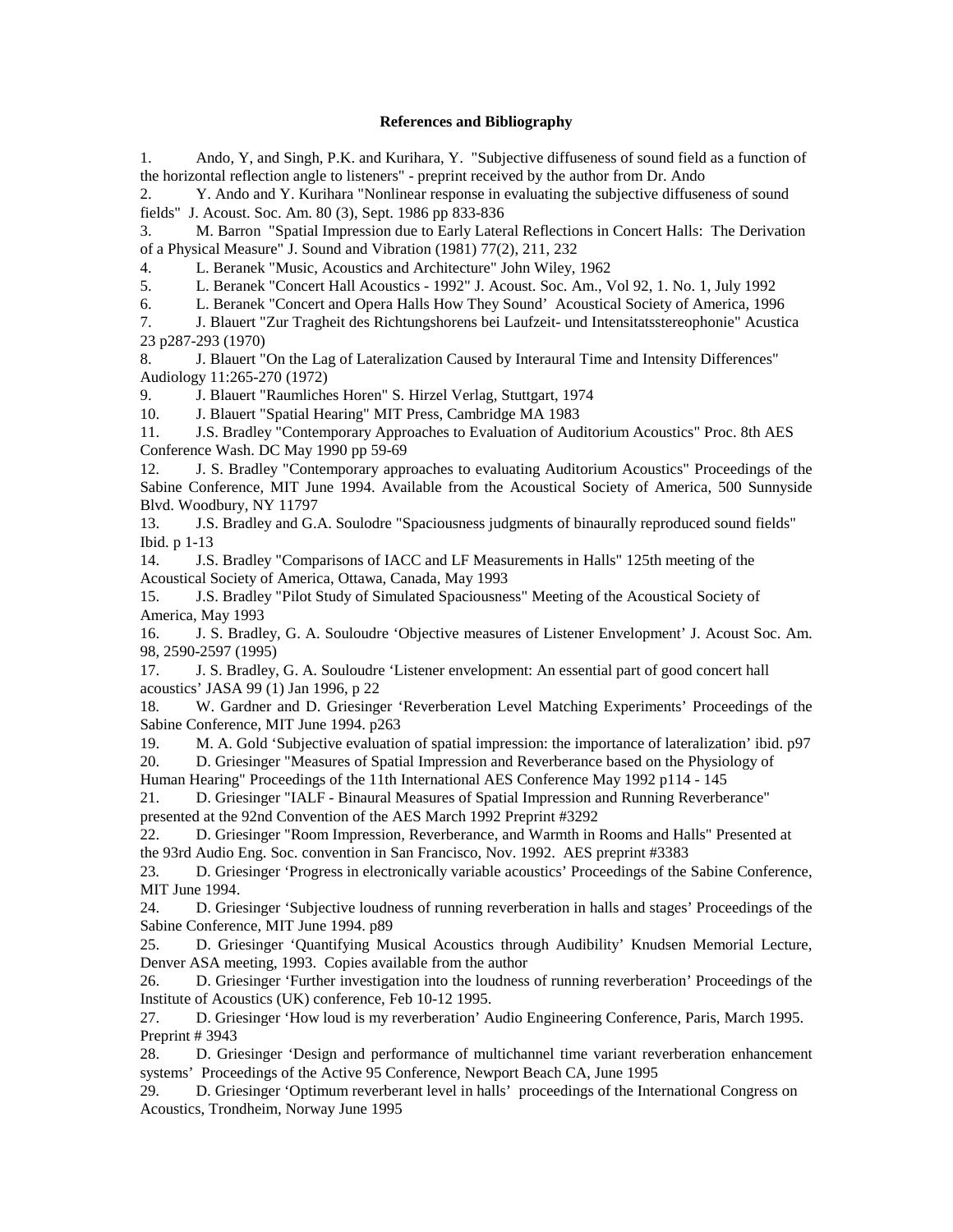**References and Bibliography**

1. Ando, Y, and Singh, P.K. and Kurihara, Y. "Subjective diffuseness of sound field as a function of the horizontal reflection angle to listeners" - preprint received by the author from Dr. Ando
2. Y. Ando and Y. Kurihara "Nonlinear response in evaluating the subjective diffuseness of sound fields" J. Acoust. Soc. Am. 80 (3), Sept. 1986 pp 833-836
3. M. Barron "Spatial Impression due to Early Lateral Reflections in Concert Halls: The Derivation of a Physical Measure" J. Sound and Vibration (1981) 77(2), 211, 232
4. L. Beranek "Music, Acoustics and Architecture" John Wiley, 1962
5. L. Beranek "Concert Hall Acoustics - 1992" J. Acoust. Soc. Am., Vol 92, 1. No. 1, July 1992
6. L. Beranek "Concert and Opera Halls How They Sound' Acoustical Society of America, 1996
7. J. Blauert "Zur Tragheit des Richtungshorens bei Laufzeit- und Intensitatsstereophonie" Acustica 23 p287-293 (1970)
8. J. Blauert "On the Lag of Lateralization Caused by Interaural Time and Intensity Differences" Audiology 11:265-270 (1972)
9. J. Blauert "Raumliches Horen" S. Hirzel Verlag, Stuttgart, 1974
10. J. Blauert "Spatial Hearing" MIT Press, Cambridge MA 1983
11. J.S. Bradley "Contemporary Approaches to Evaluation of Auditorium Acoustics" Proc. 8th AES Conference Wash. DC May 1990 pp 59-69
12. J. S. Bradley "Contemporary approaches to evaluating Auditorium Acoustics" Proceedings of the Sabine Conference, MIT June 1994. Available from the Acoustical Society of America, 500 Sunnyside Blvd. Woodbury, NY 11797
13. J.S. Bradley and G.A. Soulodre "Spaciousness judgments of binaurally reproduced sound fields" Ibid. p 1-13
14. J.S. Bradley "Comparisons of IACC and LF Measurements in Halls" 125th meeting of the Acoustical Society of America, Ottawa, Canada, May 1993
15. J.S. Bradley "Pilot Study of Simulated Spaciousness" Meeting of the Acoustical Society of America, May 1993
16. J. S. Bradley, G. A. Souloudre 'Objective measures of Listener Envelopment' J. Acoust Soc. Am. 98, 2590-2597 (1995)
17. J. S. Bradley, G. A. Souloudre 'Listener envelopment: An essential part of good concert hall acoustics' JASA 99 (1) Jan 1996, p 22
18. W. Gardner and D. Griesinger 'Reverberation Level Matching Experiments' Proceedings of the Sabine Conference, MIT June 1994. p263
19. M. A. Gold 'Subjective evaluation of spatial impression: the importance of lateralization' ibid. p97
20. D. Griesinger "Measures of Spatial Impression and Reverberance based on the Physiology of Human Hearing" Proceedings of the 11th International AES Conference May 1992 p114 - 145
21. D. Griesinger "IALF - Binaural Measures of Spatial Impression and Running Reverberance" presented at the 92nd Convention of the AES March 1992 Preprint #3292
22. D. Griesinger "Room Impression, Reverberance, and Warmth in Rooms and Halls" Presented at the 93rd Audio Eng. Soc. convention in San Francisco, Nov. 1992. AES preprint #3383
23. D. Griesinger 'Progress in electronically variable acoustics' Proceedings of the Sabine Conference, MIT June 1994.
24. D. Griesinger 'Subjective loudness of running reverberation in halls and stages' Proceedings of the Sabine Conference, MIT June 1994. p89
25. D. Griesinger 'Quantifying Musical Acoustics through Audibility' Knudsen Memorial Lecture, Denver ASA meeting, 1993. Copies available from the author
26. D. Griesinger 'Further investigation into the loudness of running reverberation' Proceedings of the Institute of Acoustics (UK) conference, Feb 10-12 1995.
27. D. Griesinger 'How loud is my reverberation' Audio Engineering Conference, Paris, March 1995. Preprint # 3943
28. D. Griesinger 'Design and performance of multichannel time variant reverberation enhancement systems' Proceedings of the Active 95 Conference, Newport Beach CA, June 1995
29. D. Griesinger 'Optimum reverberant level in halls' proceedings of the International Congress on Acoustics, Trondheim, Norway June 1995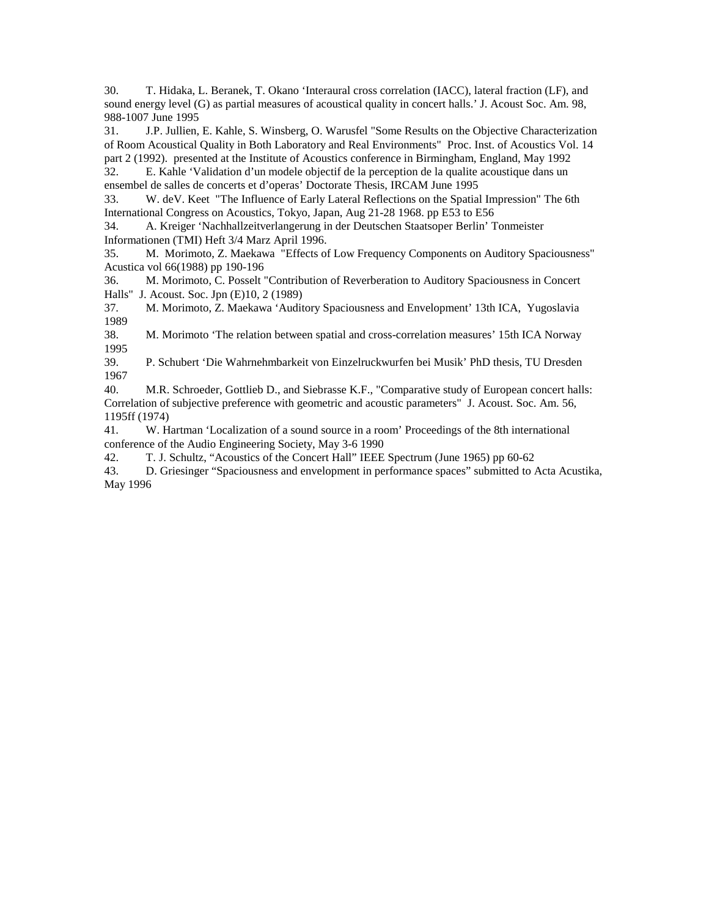30. T. Hidaka, L. Beranek, T. Okano 'Interaural cross correlation (IACC), lateral fraction (LF), and sound energy level (G) as partial measures of acoustical quality in concert halls.' J. Acoust Soc. Am. 98, 988-1007 June 1995

31. J.P. Jullien, E. Kahle, S. Winsberg, O. Warusfel "Some Results on the Objective Characterization of Room Acoustical Quality in Both Laboratory and Real Environments" Proc. Inst. of Acoustics Vol. 14 part 2 (1992). presented at the Institute of Acoustics conference in Birmingham, England, May 1992

32. E. Kahle 'Validation d'un modele objectif de la perception de la qualite acoustique dans un ensembel de salles de concerts et d'operas' Doctorate Thesis, IRCAM June 1995

33. W. deV. Keet "The Influence of Early Lateral Reflections on the Spatial Impression" The 6th International Congress on Acoustics, Tokyo, Japan, Aug 21-28 1968. pp E53 to E56

34. A. Kreiger 'Nachhallzeitverlangerung in der Deutschen Staatsoper Berlin' Tonmeister Informationen (TMI) Heft 3/4 Marz April 1996.

35. M. Morimoto, Z. Maekawa "Effects of Low Frequency Components on Auditory Spaciousness" Acustica vol 66(1988) pp 190-196

36. M. Morimoto, C. Posselt "Contribution of Reverberation to Auditory Spaciousness in Concert Halls" J. Acoust. Soc. Jpn (E)10, 2 (1989)

37. M. Morimoto, Z. Maekawa 'Auditory Spaciousness and Envelopment' 13th ICA, Yugoslavia 1989

38. M. Morimoto 'The relation between spatial and cross-correlation measures' 15th ICA Norway 1995

39. P. Schubert 'Die Wahrnehmbarkeit von Einzelruckwurfen bei Musik' PhD thesis, TU Dresden 1967

40. M.R. Schroeder, Gottlieb D., and Siebrasse K.F., "Comparative study of European concert halls: Correlation of subjective preference with geometric and acoustic parameters" J. Acoust. Soc. Am. 56, 1195ff (1974)

41. W. Hartman 'Localization of a sound source in a room' Proceedings of the 8th international conference of the Audio Engineering Society, May 3-6 1990

42. T. J. Schultz, "Acoustics of the Concert Hall" IEEE Spectrum (June 1965) pp 60-62

43. D. Griesinger "Spaciousness and envelopment in performance spaces" submitted to Acta Acustika, May 1996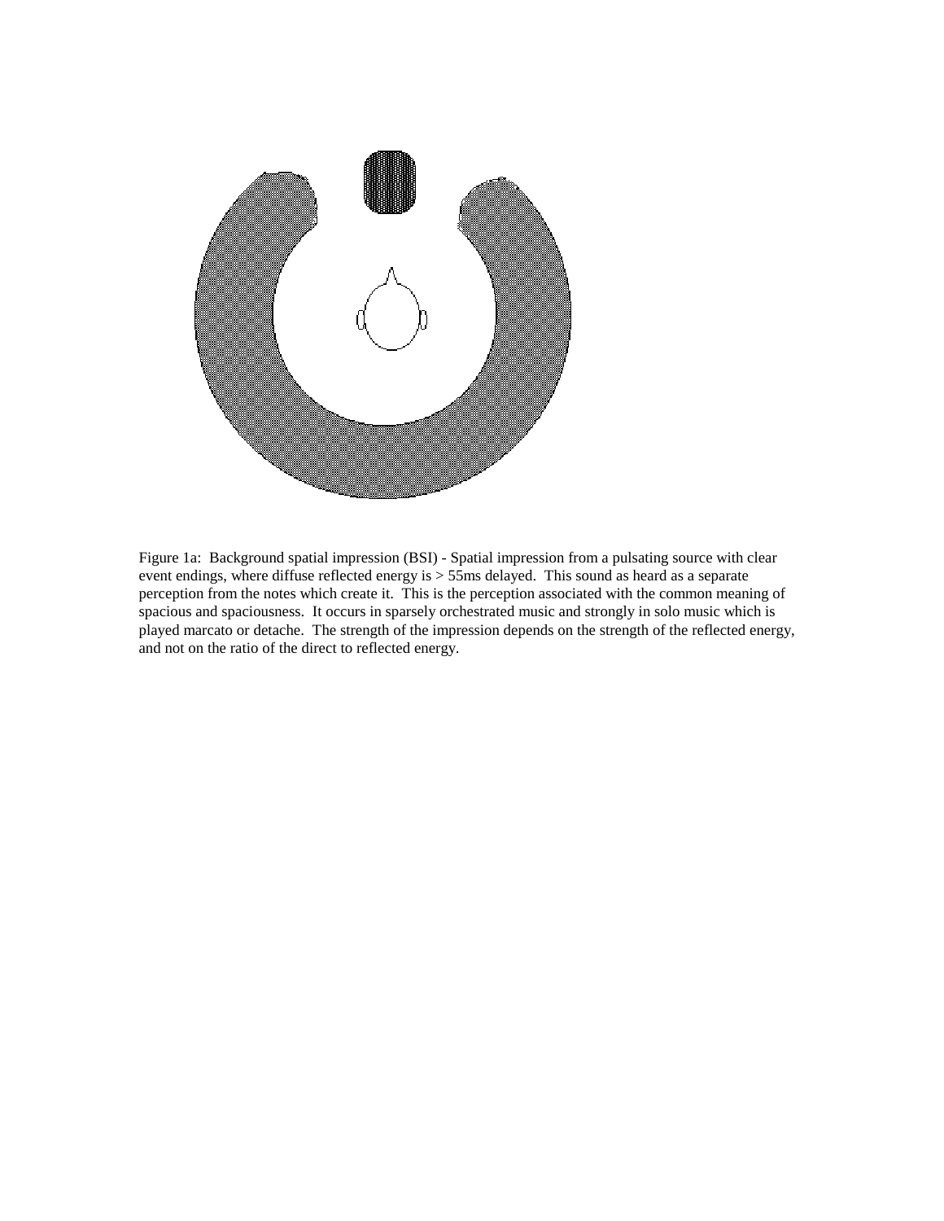Figure 1a: Background spatial impression (BSI) - Spatial impression from a pulsating source with clear event endings, where diffuse reflected energy is > 55ms delayed. This sound as heard as a separate perception from the notes which create it. This is the perception associated with the common meaning of spacious and spaciousness. It occurs in sparsely orchestrated music and strongly in solo music which is played marcato or detache. The strength of the impression depends on the strength of the reflected energy, and not on the ratio of the direct to reflected energy.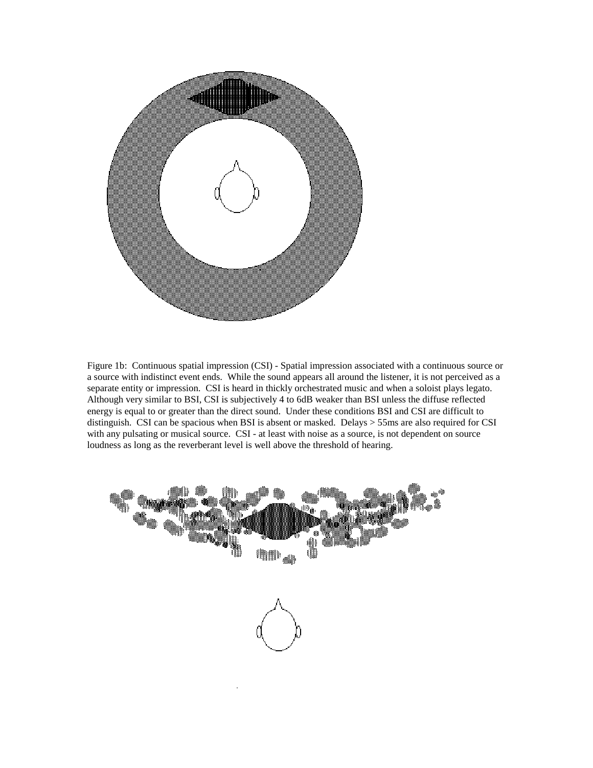Figure 1b: Continuous spatial impression (CSI) - Spatial impression associated with a continuous source or a source with indistinct event ends. While the sound appears all around the listener, it is not perceived as a separate entity or impression. CSI is heard in thickly orchestrated music and when a soloist plays legato. Although very similar to BSI, CSI is subjectively 4 to 6dB weaker than BSI unless the diffuse reflected energy is equal to or greater than the direct sound. Under these conditions BSI and CSI are difficult to distinguish. CSI can be spacious when BSI is absent or masked. Delays > 55ms are also required for CSI with any pulsating or musical source. CSI - at least with noise as a source, is not dependent on source loudness as long as the reverberant level is well above the threshold of hearing.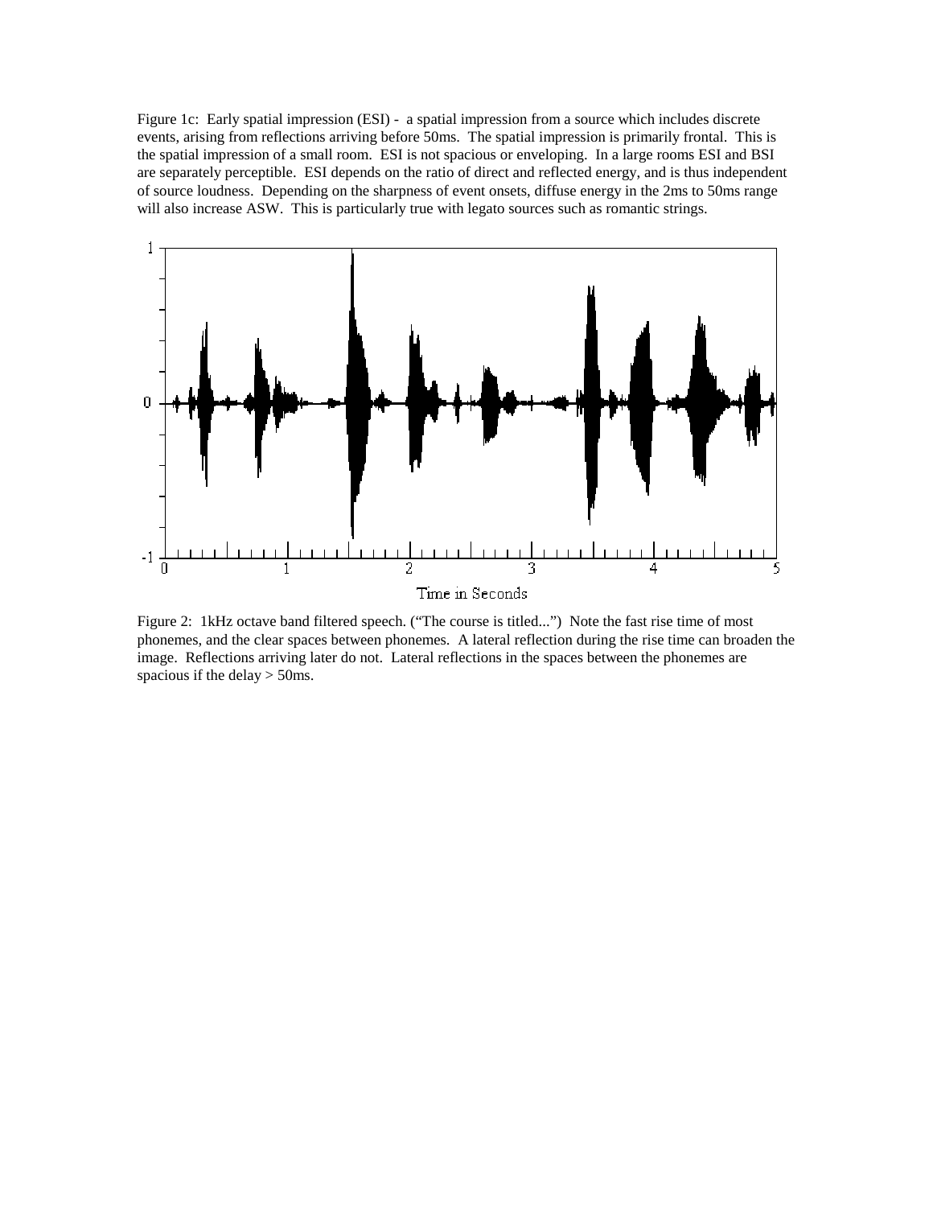Figure 1c: Early spatial impression (ESI) - a spatial impression from a source which includes discrete events, arising from reflections arriving before 50ms. The spatial impression is primarily frontal. This is the spatial impression of a small room. ESI is not spacious or enveloping. In a large rooms ESI and BSI are separately perceptible. ESI depends on the ratio of direct and reflected energy, and is thus independent of source loudness. Depending on the sharpness of event onsets, diffuse energy in the 2ms to 50ms range will also increase ASW. This is particularly true with legato sources such as romantic strings.

Figure 2: 1kHz octave band filtered speech. ("The course is titled...") Note the fast rise time of most phonemes, and the clear spaces between phonemes. A lateral reflection during the rise time can broaden the image. Reflections arriving later do not. Lateral reflections in the spaces between the phonemes are spacious if the delay > 50ms.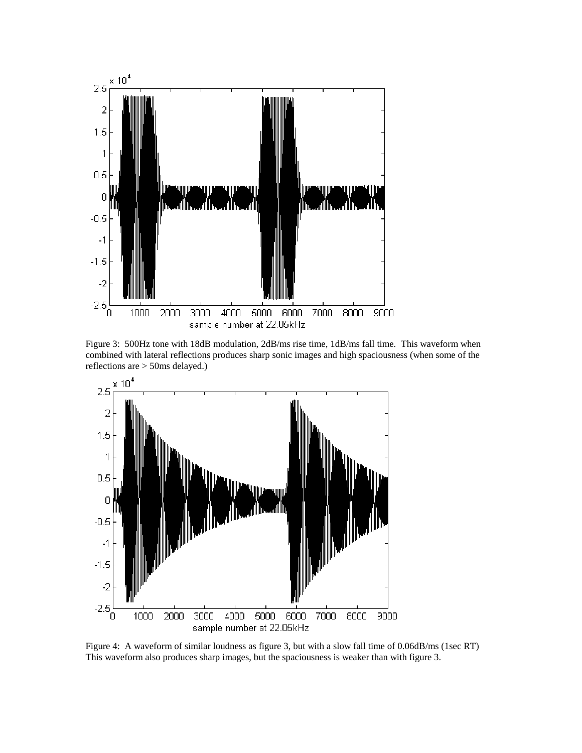Figure 3: 500Hz tone with 18dB modulation, 2dB/ms rise time, 1dB/ms fall time. This waveform when combined with lateral reflections produces sharp sonic images and high spaciousness (when some of the reflections are > 50ms delayed.)

Figure 4: A waveform of similar loudness as figure 3, but with a slow fall time of 0.06dB/ms (1sec RT) This waveform also produces sharp images, but the spaciousness is weaker than with figure 3.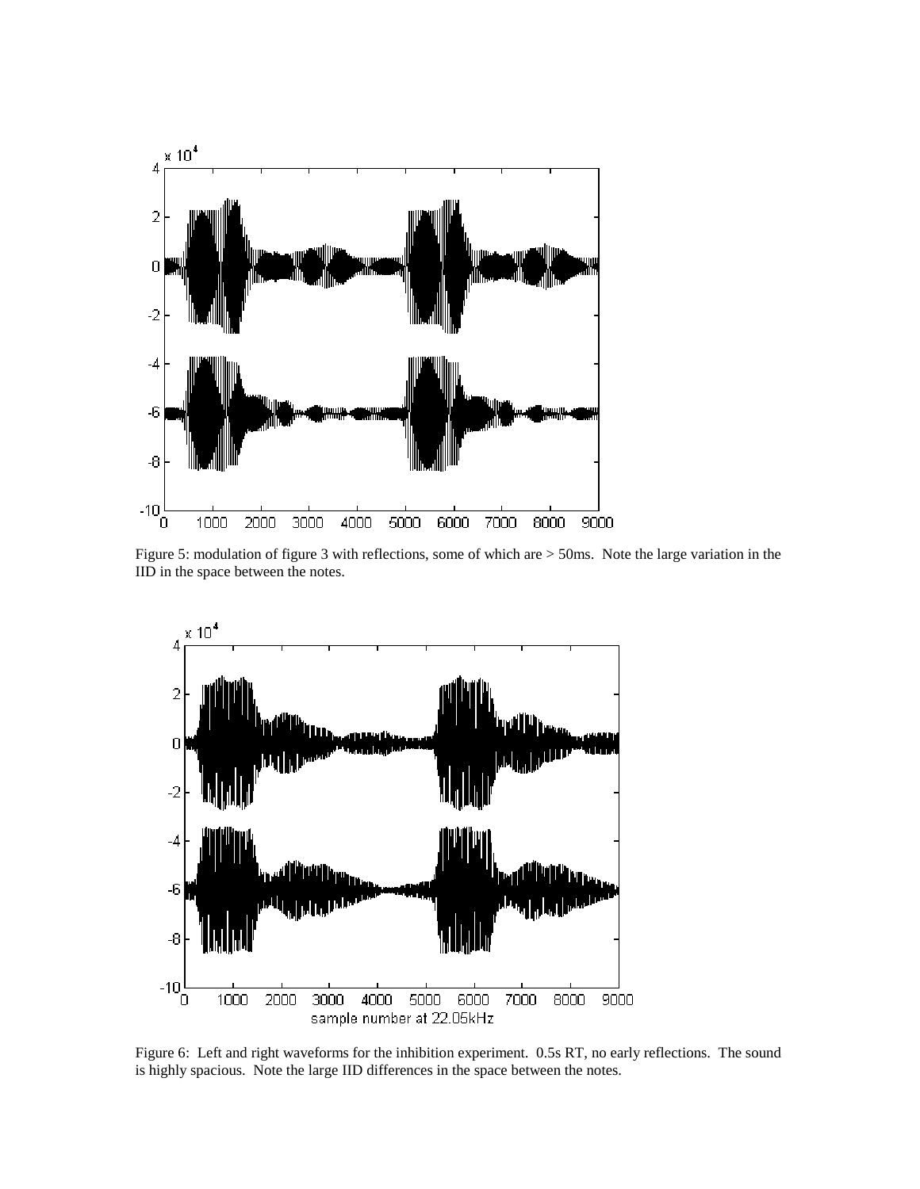Figure 5: modulation of figure 3 with reflections, some of which are > 50ms. Note the large variation in the IID in the space between the notes.

Figure 6: Left and right waveforms for the inhibition experiment. 0.5s RT, no early reflections. The sound is highly spacious. Note the large IID differences in the space between the notes.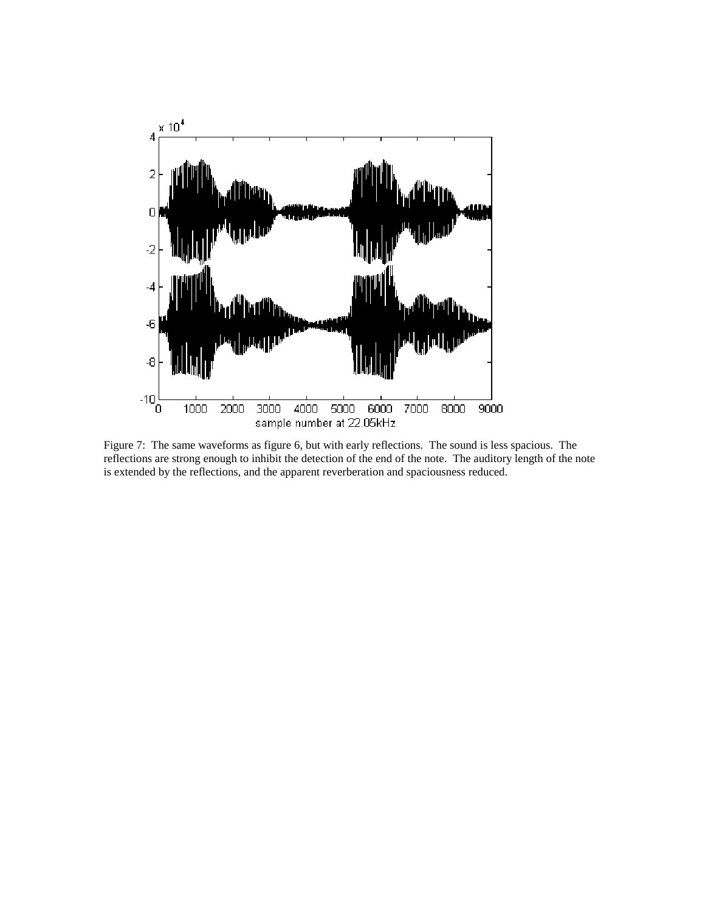Figure 7: The same waveforms as figure 6, but with early reflections. The sound is less spacious. The reflections are strong enough to inhibit the detection of the end of the note. The auditory length of the note is extended by the reflections, and the apparent reverberation and spaciousness reduced.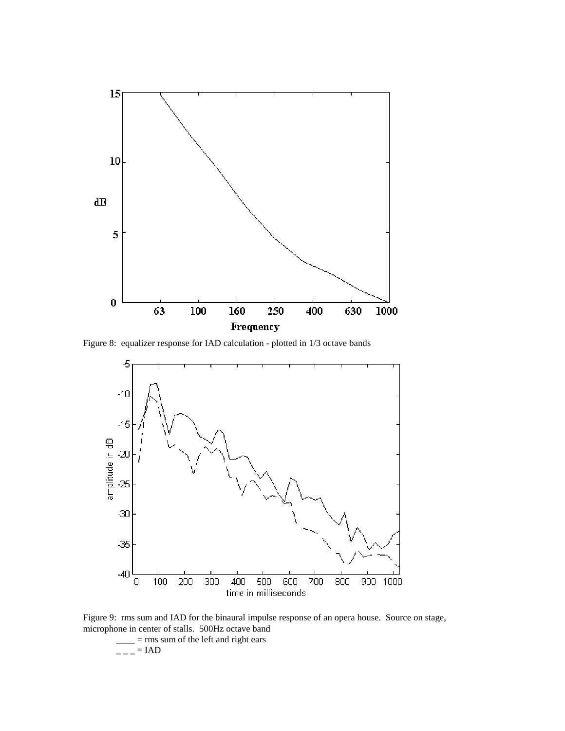Figure 8: equalizer response for IAD calculation - plotted in 1/3 octave bands

Figure 9: rms sum and IAD for the binaural impulse response of an opera house. Source on stage, microphone in center of stalls. 500Hz octave band

____ = rms sum of the left and right ears

_ _ _ = IAD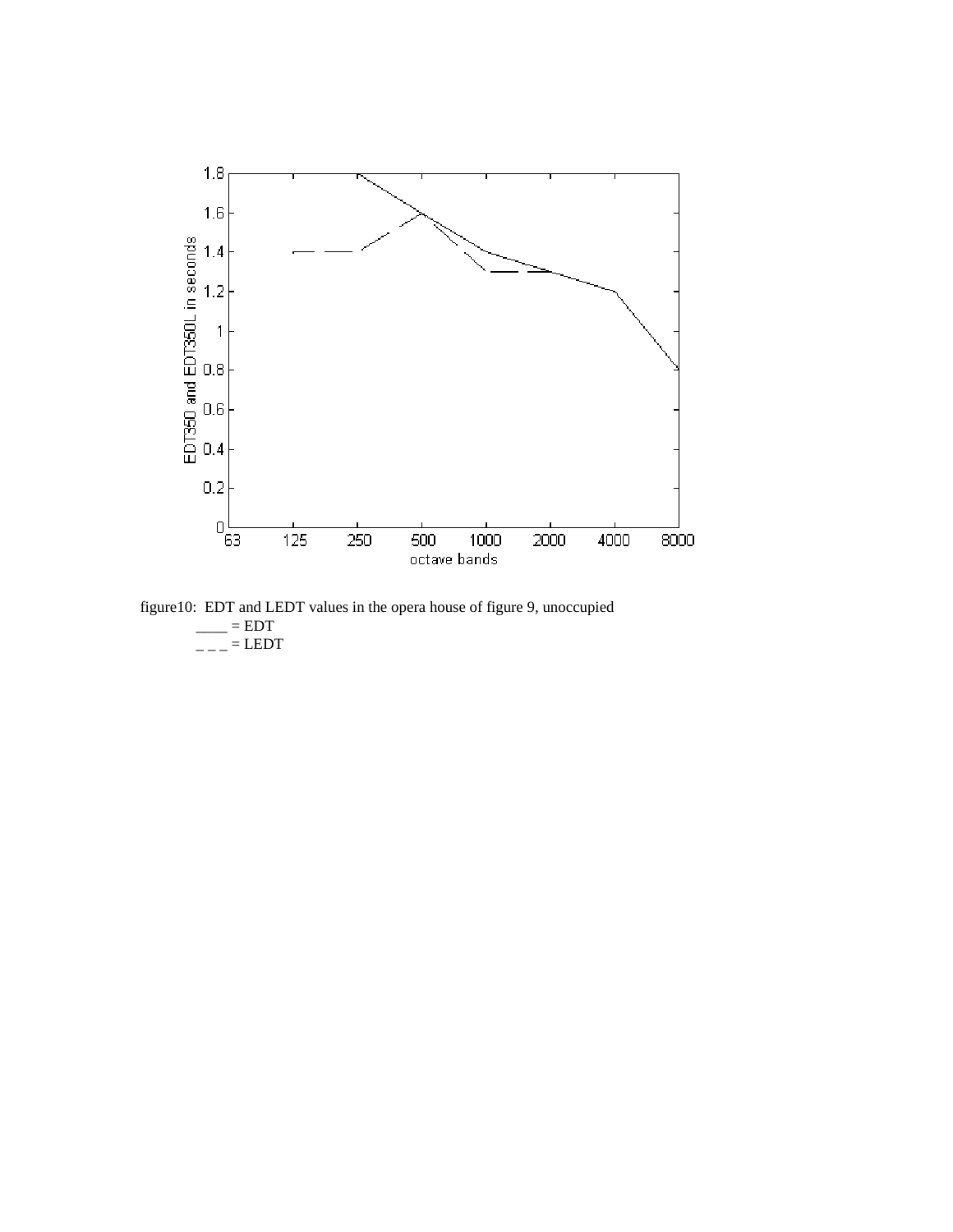figure10: EDT and LEDT values in the opera house of figure 9, unoccupied

____ = EDT

_ _ _ = LEDT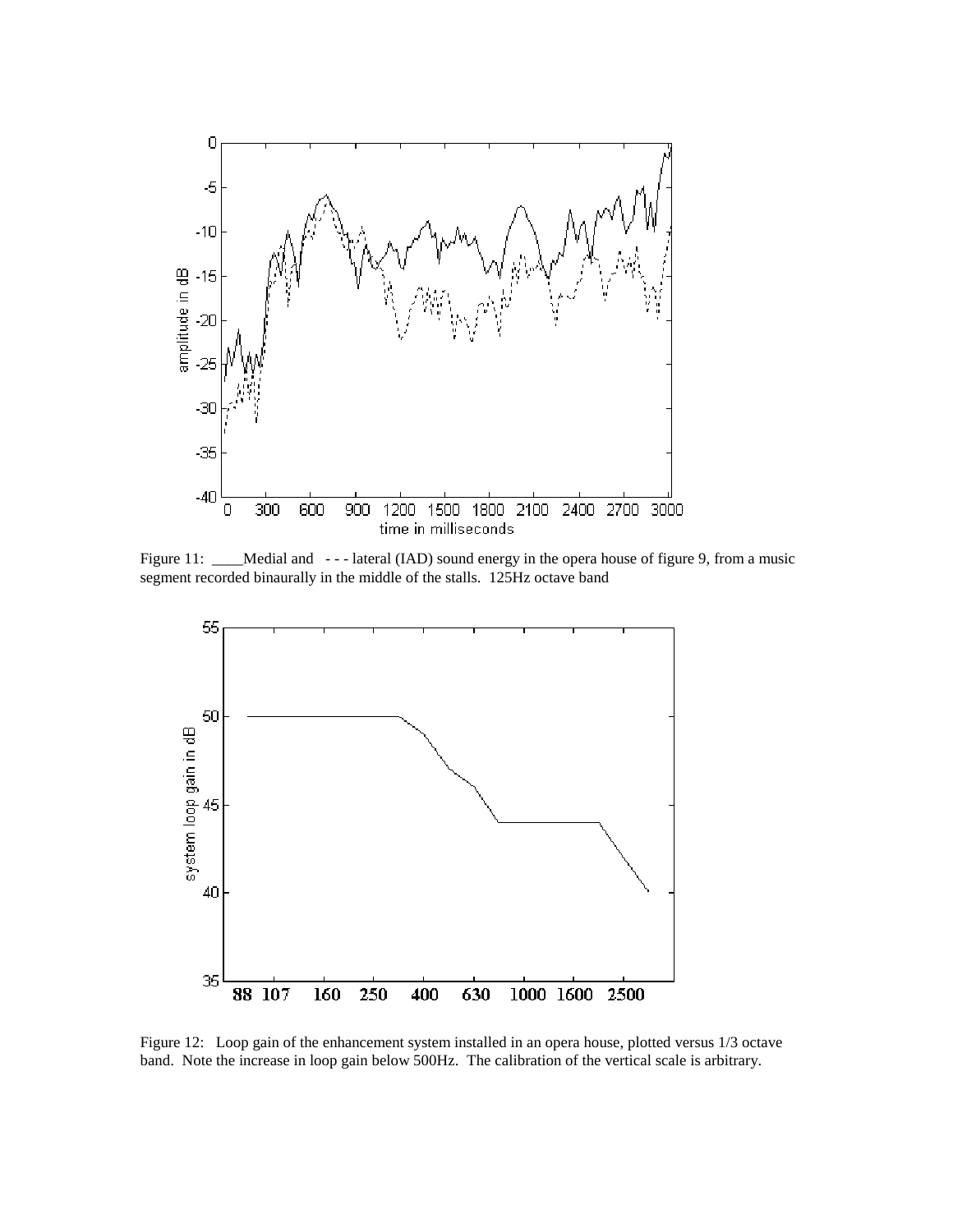Figure 11: ____Medial and - - - lateral (IAD) sound energy in the opera house of figure 9, from a music segment recorded binaurally in the middle of the stalls. 125Hz octave band

Figure 12: Loop gain of the enhancement system installed in an opera house, plotted versus 1/3 octave band. Note the increase in loop gain below 500Hz. The calibration of the vertical scale is arbitrary.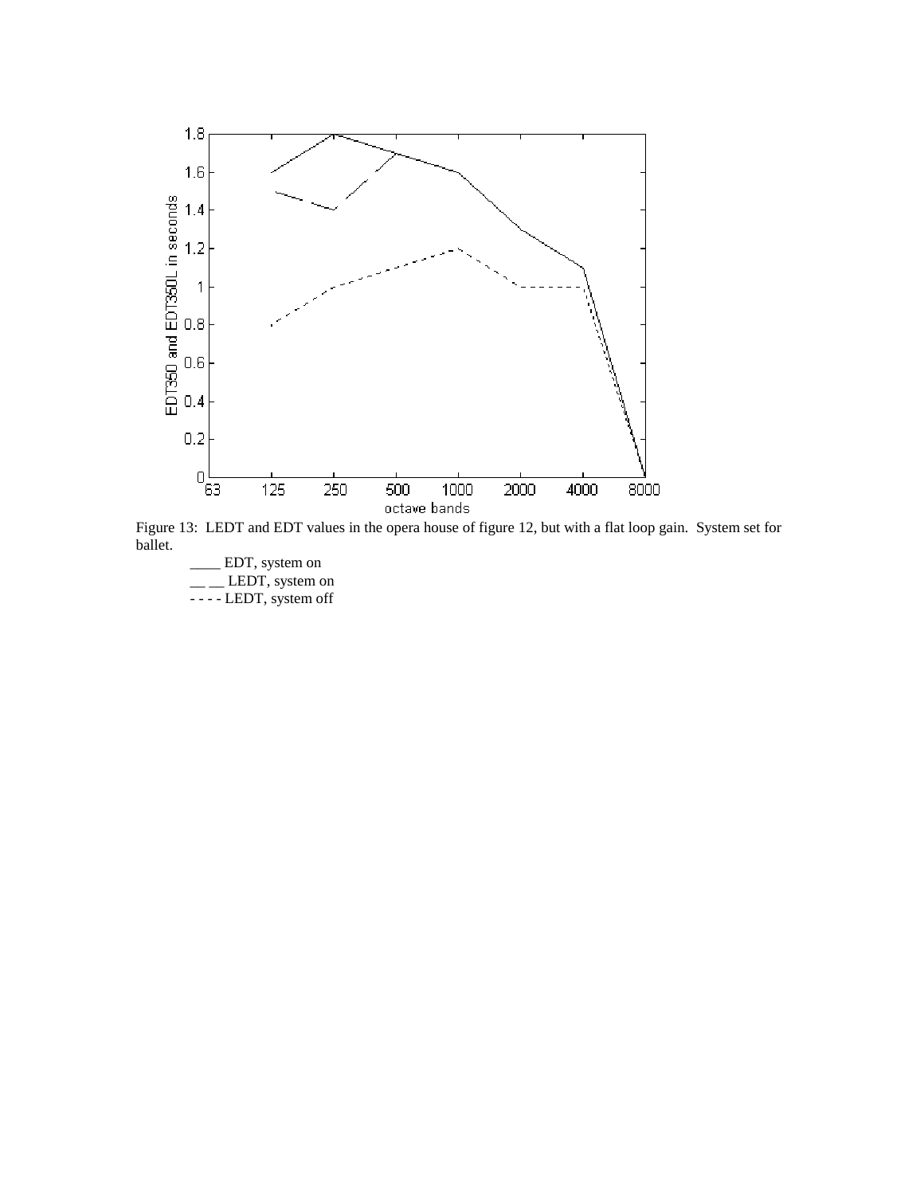Figure 13: LEDT and EDT values in the opera house of figure 12, but with a flat loop gain. System set for ballet.

____ EDT, system on

__ __ LEDT, system on

- - - - LEDT, system off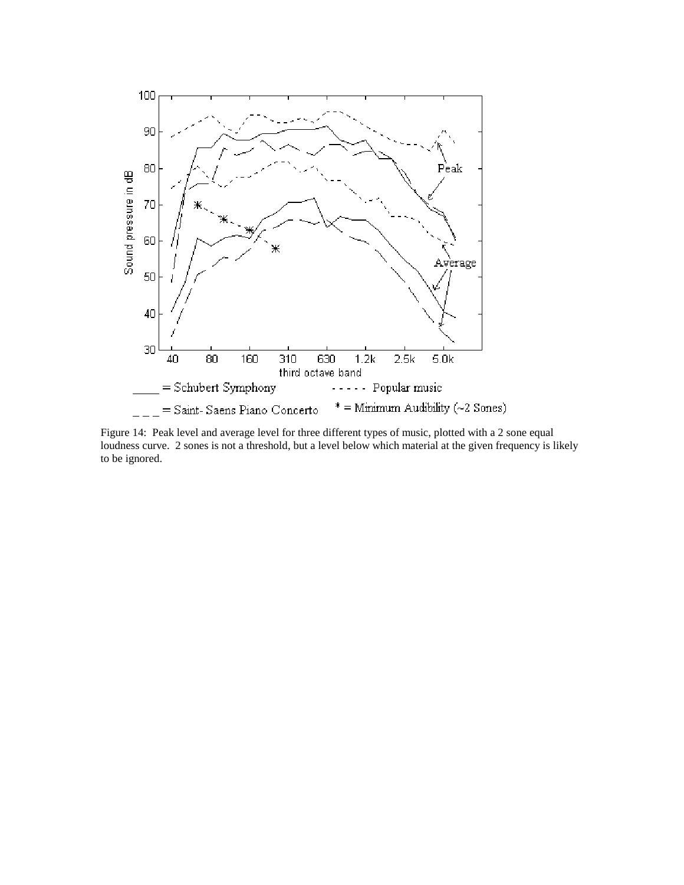100
90
80
70
60
50
40
30

Sound pressure in dB

40 80 160 310 630 1.2k 2.5k 5.0k

third octave band

Peak

Average

_____ = Schubert Symphony

- - - - - Popular music

_ _ _ = Saint- Saens Piano Concerto

* = Minimum Audibility (~2 Sones)

Figure 14: Peak level and average level for three different types of music, plotted with a 2 sone equal loudness curve. 2 sones is not a threshold, but a level below which material at the given frequency is likely to be ignored.